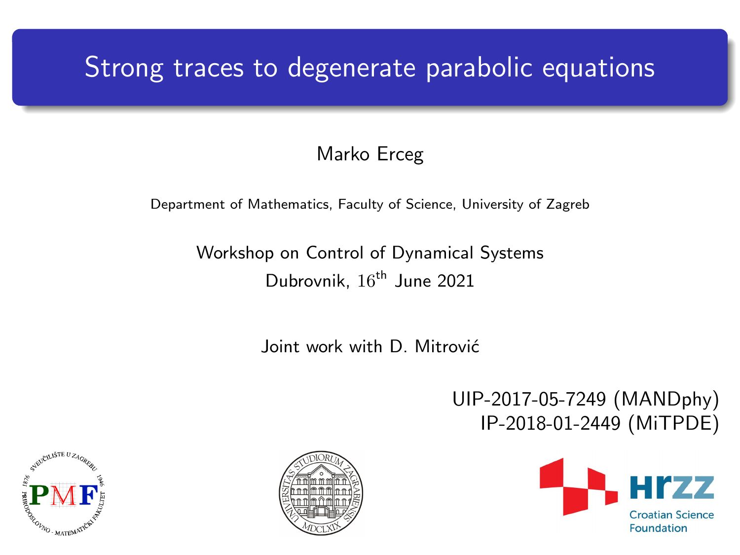# Strong traces to degenerate parabolic equations

Marko Erceg

Department of Mathematics, Faculty of Science, University of Zagreb

Workshop on Control of Dynamical Systems
Dubrovnik, $16^{\text{th}}$ June 2021

Joint work with D. Mitrović

UIP-2017-05-7249 (MANDphy)
IP-2018-01-2449 (MiTPDE)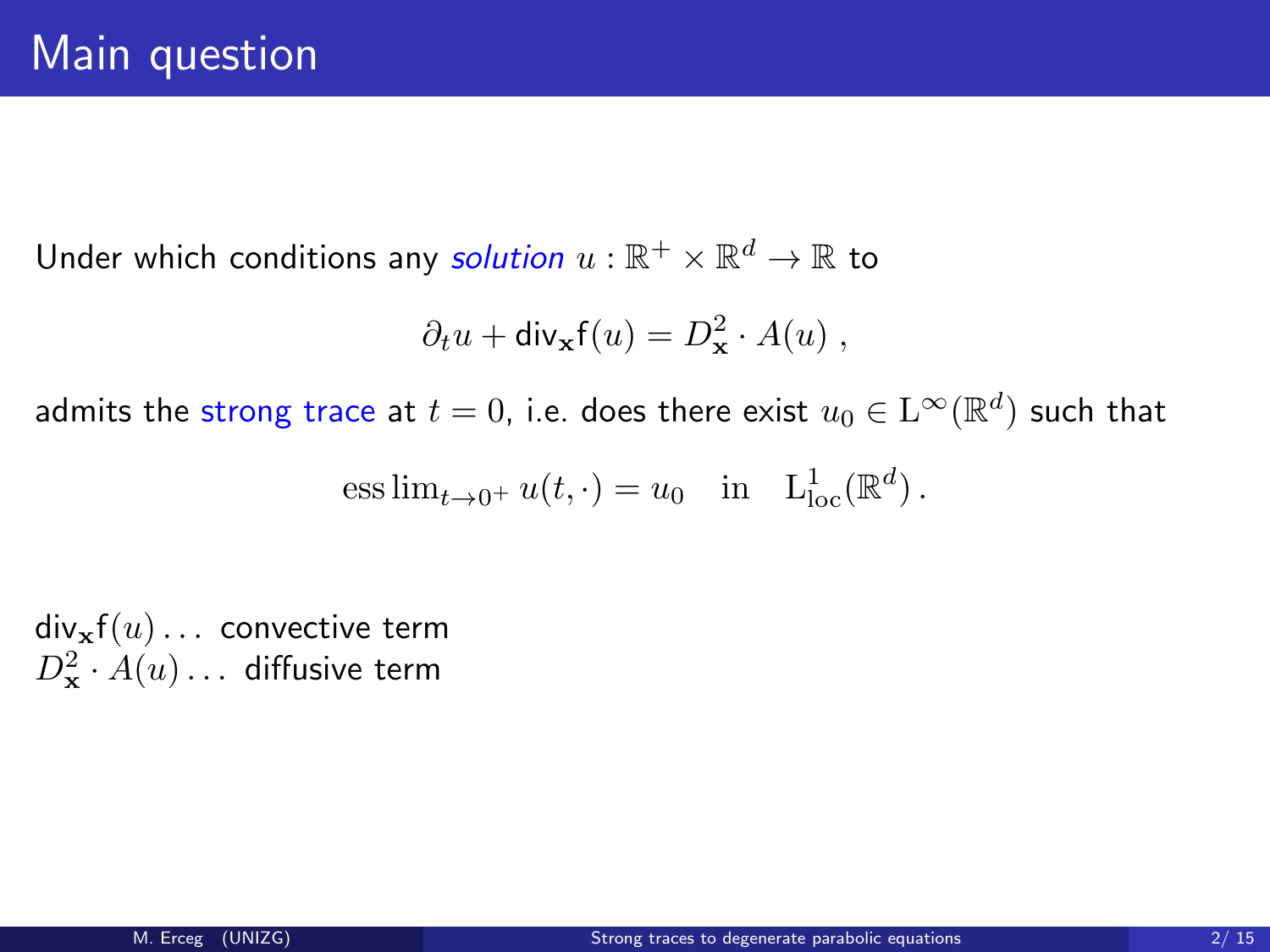# Main question

Under which conditions any *solution* $u : \mathbb{R}^+ \times \mathbb{R}^d \to \mathbb{R}$ to

$$\partial_t u + \mathsf{div}_{\mathbf{x}} \mathsf{f}(u) = D^2_{\mathbf{x}} \cdot A(u) \, ,$$

admits the strong trace at $t = 0$, i.e. does there exist $u_0 \in \mathrm{L}^\infty(\mathbb{R}^d)$ such that

$$\operatorname{ess\,lim}_{t \to 0^+} u(t, \cdot) = u_0 \quad \text{in} \quad \mathrm{L}^1_{\mathrm{loc}}(\mathbb{R}^d) \, .$$

$\mathsf{div}_{\mathbf{x}} \mathsf{f}(u) \ldots$ convective term
$D^2_{\mathbf{x}} \cdot A(u) \ldots$ diffusive term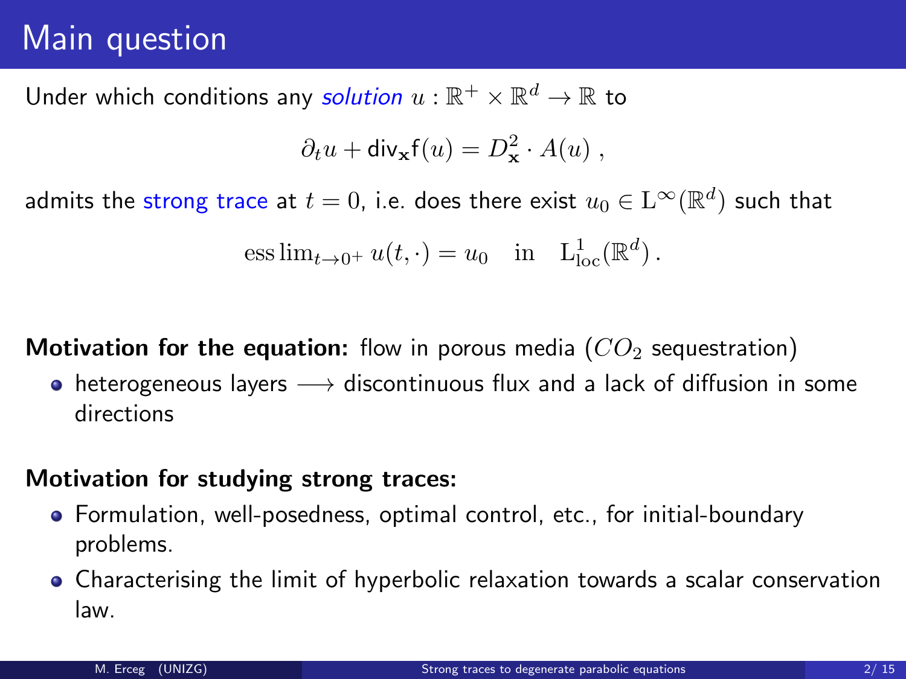# Main question

Under which conditions any *solution* $u : \mathbb{R}^+ \times \mathbb{R}^d \to \mathbb{R}$ to

$$\partial_t u + \mathsf{div}_{\mathbf{x}} \mathsf{f}(u) = D^2_{\mathbf{x}} \cdot A(u) \,,$$

admits the strong trace at $t = 0$, i.e. does there exist $u_0 \in \mathrm{L}^\infty(\mathbb{R}^d)$ such that

$$\operatorname{ess\,lim}_{t \to 0^+} u(t, \cdot) = u_0 \quad \text{in} \quad \mathrm{L}^1_{\mathrm{loc}}(\mathbb{R}^d) \,.$$

**Motivation for the equation:** flow in porous media ($CO_2$ sequestration)

- heterogeneous layers $\longrightarrow$ discontinuous flux and a lack of diffusion in some directions

**Motivation for studying strong traces:**

- Formulation, well-posedness, optimal control, etc., for initial-boundary problems.
- Characterising the limit of hyperbolic relaxation towards a scalar conservation law.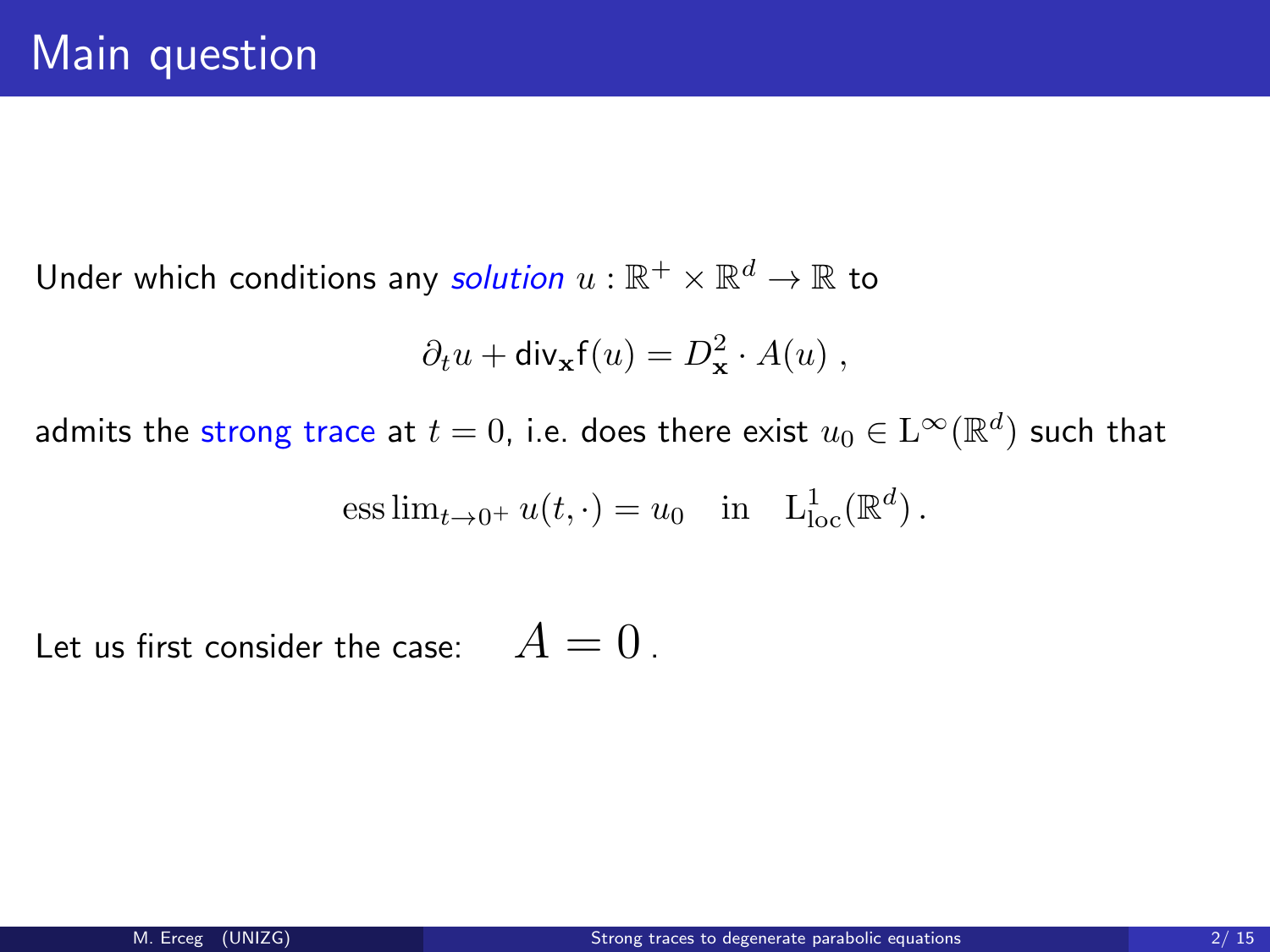# Main question

Under which conditions any *solution* $u : \mathbb{R}^+ \times \mathbb{R}^d \to \mathbb{R}$ to

$$\partial_t u + \mathsf{div}_{\mathbf{x}} \mathsf{f}(u) = D^2_{\mathbf{x}} \cdot A(u) \, ,$$

admits the strong trace at $t = 0$, i.e. does there exist $u_0 \in \mathrm{L}^\infty(\mathbb{R}^d)$ such that

$$\operatorname{ess\,lim}_{t \to 0^+} u(t, \cdot) = u_0 \quad \text{in} \quad \mathrm{L}^1_{\mathrm{loc}}(\mathbb{R}^d) \, .$$

Let us first consider the case: $\quad A = 0 \, .$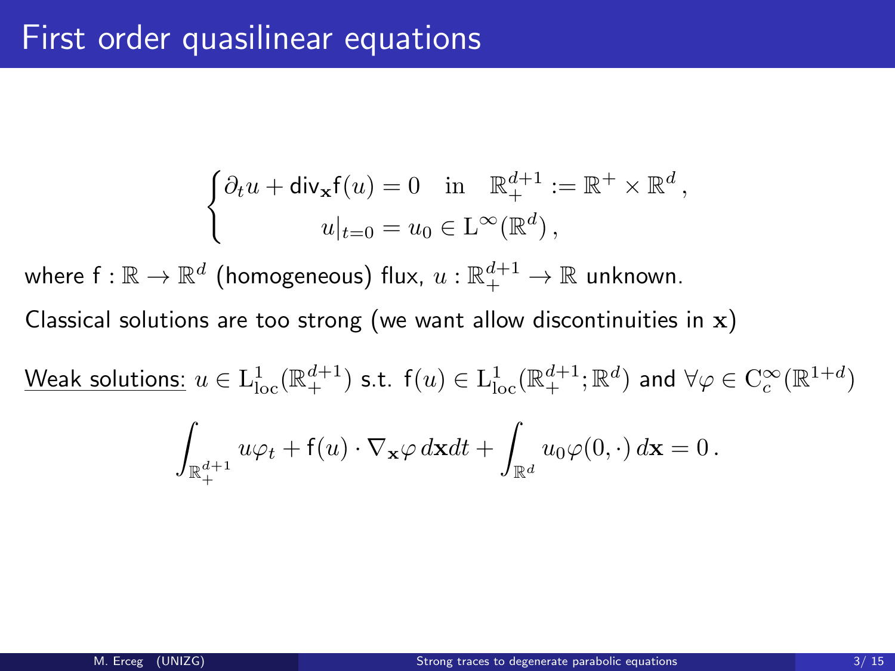# First order quasilinear equations

$$
\begin{cases}
\partial_t u + \mathsf{div}_{\mathbf{x}} \mathsf{f}(u) = 0 \quad \text{in} \quad \mathbb{R}^{d+1}_+ := \mathbb{R}^+ \times \mathbb{R}^d \,, \\
\qquad\qquad u|_{t=0} = u_0 \in \mathrm{L}^\infty(\mathbb{R}^d) \,,
\end{cases}
$$

where $\mathsf{f} : \mathbb{R} \to \mathbb{R}^d$ (homogeneous) flux, $u : \mathbb{R}^{d+1}_+ \to \mathbb{R}$ unknown.

Classical solutions are too strong (we want allow discontinuities in $\mathbf{x}$)

<u>Weak solutions:</u> $u \in \mathrm{L}^1_{\mathrm{loc}}(\mathbb{R}^{d+1}_+)$ s.t. $\mathsf{f}(u) \in \mathrm{L}^1_{\mathrm{loc}}(\mathbb{R}^{d+1}_+; \mathbb{R}^d)$ and $\forall \varphi \in \mathrm{C}^\infty_c(\mathbb{R}^{1+d})$

$$
\int_{\mathbb{R}^{d+1}_+} u\varphi_t + \mathsf{f}(u) \cdot \nabla_{\mathbf{x}} \varphi \, d\mathbf{x} dt + \int_{\mathbb{R}^d} u_0 \varphi(0, \cdot) \, d\mathbf{x} = 0 \,.
$$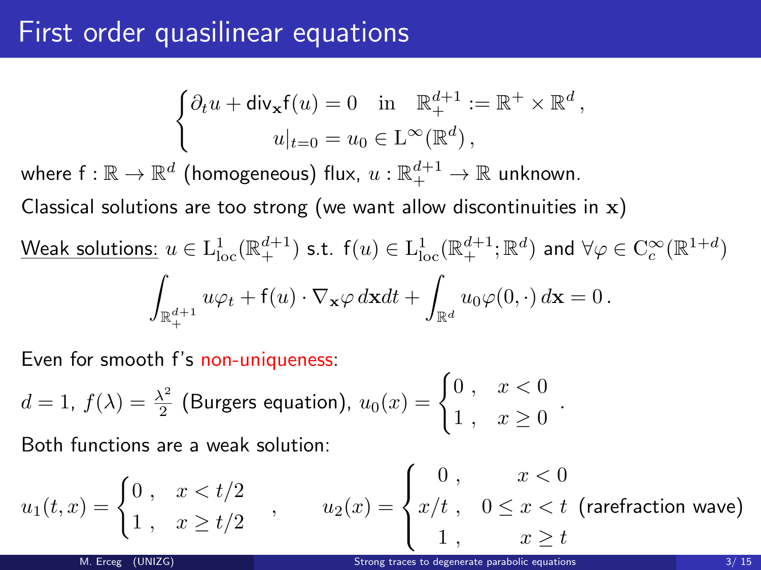# First order quasilinear equations

$$
\begin{cases} \partial_t u + \mathsf{div}_{\mathbf{x}} \mathsf{f}(u) = 0 \quad \text{in} \quad \mathbb{R}^{d+1}_+ := \mathbb{R}^+ \times \mathbb{R}^d \,, \\ \qquad\qquad u|_{t=0} = u_0 \in \mathrm{L}^\infty(\mathbb{R}^d) \,, \end{cases}
$$

where $\mathsf{f} : \mathbb{R} \to \mathbb{R}^d$ (homogeneous) flux, $u : \mathbb{R}^{d+1}_+ \to \mathbb{R}$ unknown.

Classical solutions are too strong (we want allow discontinuities in $\mathbf{x}$)

Weak solutions: $u \in \mathrm{L}^1_{\mathrm{loc}}(\mathbb{R}^{d+1}_+)$ s.t. $\mathsf{f}(u) \in \mathrm{L}^1_{\mathrm{loc}}(\mathbb{R}^{d+1}_+; \mathbb{R}^d)$ and $\forall \varphi \in \mathrm{C}^\infty_c(\mathbb{R}^{1+d})$

$$
\int_{\mathbb{R}^{d+1}_+} u\varphi_t + \mathsf{f}(u) \cdot \nabla_{\mathbf{x}} \varphi \, d\mathbf{x}dt + \int_{\mathbb{R}^d} u_0 \varphi(0, \cdot) \, d\mathbf{x} = 0 \,.
$$

Even for smooth f's non-uniqueness:

$d = 1$, $f(\lambda) = \frac{\lambda^2}{2}$ (Burgers equation), $u_0(x) = \begin{cases} 0 \,, & x < 0 \\ 1 \,, & x \geq 0 \end{cases}$.

Both functions are a weak solution:

$$
u_1(t, x) = \begin{cases} 0 \,, & x < t/2 \\ 1 \,, & x \geq t/2 \end{cases} \quad , \qquad u_2(x) = \begin{cases} 0 \,, & x < 0 \\ x/t \,, & 0 \leq x < t \\ 1 \,, & x \geq t \end{cases} \text{ (rarefaction wave)}
$$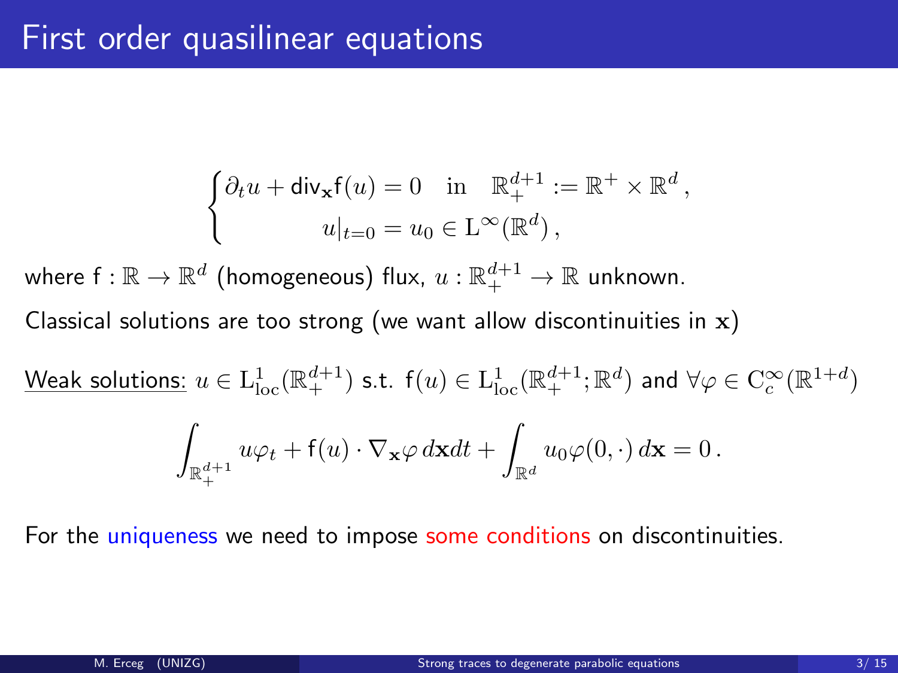# First order quasilinear equations

$$
\begin{cases}
\partial_t u + \mathsf{div}_{\mathbf{x}} \mathsf{f}(u) = 0 \quad \text{in} \quad \mathbb{R}^{d+1}_+ := \mathbb{R}^+ \times \mathbb{R}^d \,, \\
u|_{t=0} = u_0 \in \mathrm{L}^\infty(\mathbb{R}^d) \,,
\end{cases}
$$

where $\mathsf{f} : \mathbb{R} \to \mathbb{R}^d$ (homogeneous) flux, $u : \mathbb{R}^{d+1}_+ \to \mathbb{R}$ unknown.

Classical solutions are too strong (we want allow discontinuities in $\mathbf{x}$)

Weak solutions: $u \in \mathrm{L}^1_{\mathrm{loc}}(\mathbb{R}^{d+1}_+)$ s.t. $\mathsf{f}(u) \in \mathrm{L}^1_{\mathrm{loc}}(\mathbb{R}^{d+1}_+; \mathbb{R}^d)$ and $\forall \varphi \in \mathrm{C}^\infty_c(\mathbb{R}^{1+d})$

$$
\int_{\mathbb{R}^{d+1}_+} u\varphi_t + \mathsf{f}(u) \cdot \nabla_{\mathbf{x}} \varphi \, d\mathbf{x}dt + \int_{\mathbb{R}^d} u_0 \varphi(0, \cdot) \, d\mathbf{x} = 0 \,.
$$

For the uniqueness we need to impose some conditions on discontinuities.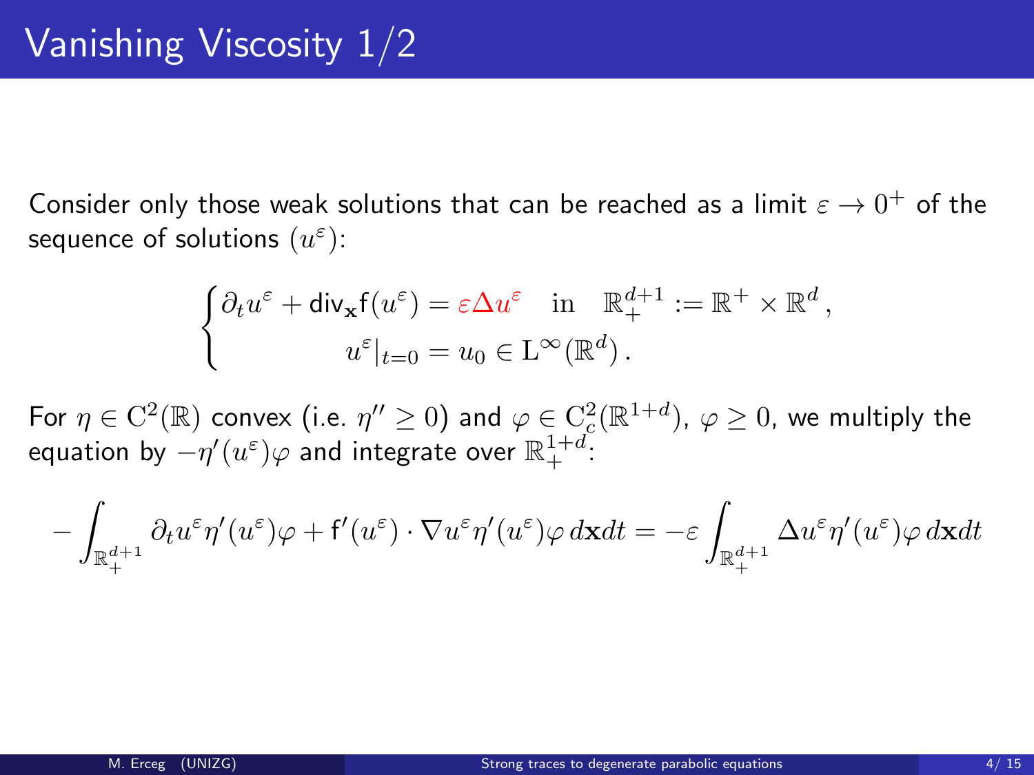# Vanishing Viscosity 1/2

Consider only those weak solutions that can be reached as a limit $\varepsilon \to 0^+$ of the sequence of solutions $(u^\varepsilon)$:

$$\begin{cases} \partial_t u^\varepsilon + \mathsf{div}_{\mathbf{x}} \mathsf{f}(u^\varepsilon) = \varepsilon \Delta u^\varepsilon \quad \text{in} \quad \mathbb{R}^{d+1}_+ := \mathbb{R}^+ \times \mathbb{R}^d \,, \\ \qquad\qquad u^\varepsilon|_{t=0} = u_0 \in \mathrm{L}^\infty(\mathbb{R}^d) \,. \end{cases}$$

For $\eta \in \mathrm{C}^2(\mathbb{R})$ convex (i.e. $\eta'' \geq 0$) and $\varphi \in \mathrm{C}^2_c(\mathbb{R}^{1+d})$, $\varphi \geq 0$, we multiply the equation by $-\eta'(u^\varepsilon)\varphi$ and integrate over $\mathbb{R}^{1+d}_+$:

$$-\int_{\mathbb{R}^{d+1}_+} \partial_t u^\varepsilon \eta'(u^\varepsilon)\varphi + \mathsf{f}'(u^\varepsilon) \cdot \nabla u^\varepsilon \eta'(u^\varepsilon)\varphi \, d\mathbf{x}dt = -\varepsilon \int_{\mathbb{R}^{d+1}_+} \Delta u^\varepsilon \eta'(u^\varepsilon)\varphi \, d\mathbf{x}dt$$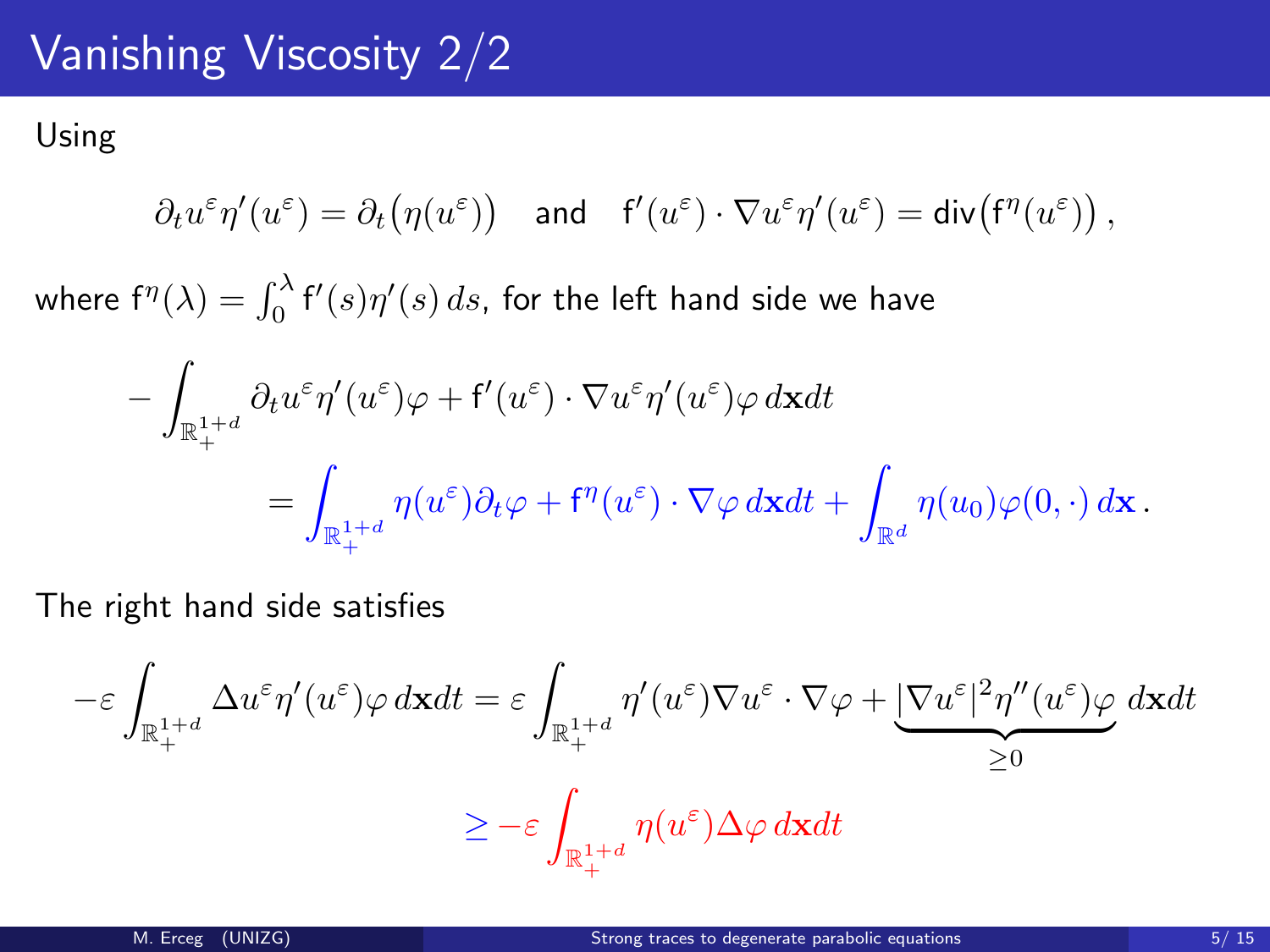# Vanishing Viscosity 2/2

Using

$$\partial_t u^\varepsilon \eta'(u^\varepsilon) = \partial_t\big(\eta(u^\varepsilon)\big) \quad \text{and} \quad \mathsf{f}'(u^\varepsilon)\cdot\nabla u^\varepsilon \eta'(u^\varepsilon) = \mathsf{div}\big(\mathsf{f}^\eta(u^\varepsilon)\big)\,,$$

where $\mathsf{f}^\eta(\lambda) = \int_0^\lambda \mathsf{f}'(s)\eta'(s)\,ds$, for the left hand side we have

$$-\int_{\mathbb{R}^{1+d}_+} \partial_t u^\varepsilon \eta'(u^\varepsilon)\varphi + \mathsf{f}'(u^\varepsilon)\cdot\nabla u^\varepsilon \eta'(u^\varepsilon)\varphi\,d\mathbf{x}dt$$

$$= \int_{\mathbb{R}^{1+d}_+} \eta(u^\varepsilon)\partial_t\varphi + \mathsf{f}^\eta(u^\varepsilon)\cdot\nabla\varphi\,d\mathbf{x}dt + \int_{\mathbb{R}^d} \eta(u_0)\varphi(0,\cdot)\,d\mathbf{x}\,.$$

The right hand side satisfies

$$-\varepsilon\int_{\mathbb{R}^{1+d}_+} \Delta u^\varepsilon \eta'(u^\varepsilon)\varphi\,d\mathbf{x}dt = \varepsilon\int_{\mathbb{R}^{1+d}_+} \eta'(u^\varepsilon)\nabla u^\varepsilon\cdot\nabla\varphi + \underbrace{|\nabla u^\varepsilon|^2\eta''(u^\varepsilon)\varphi}_{\geq 0}\,d\mathbf{x}dt$$

$$\geq -\varepsilon\int_{\mathbb{R}^{1+d}_+} \eta(u^\varepsilon)\Delta\varphi\,d\mathbf{x}dt$$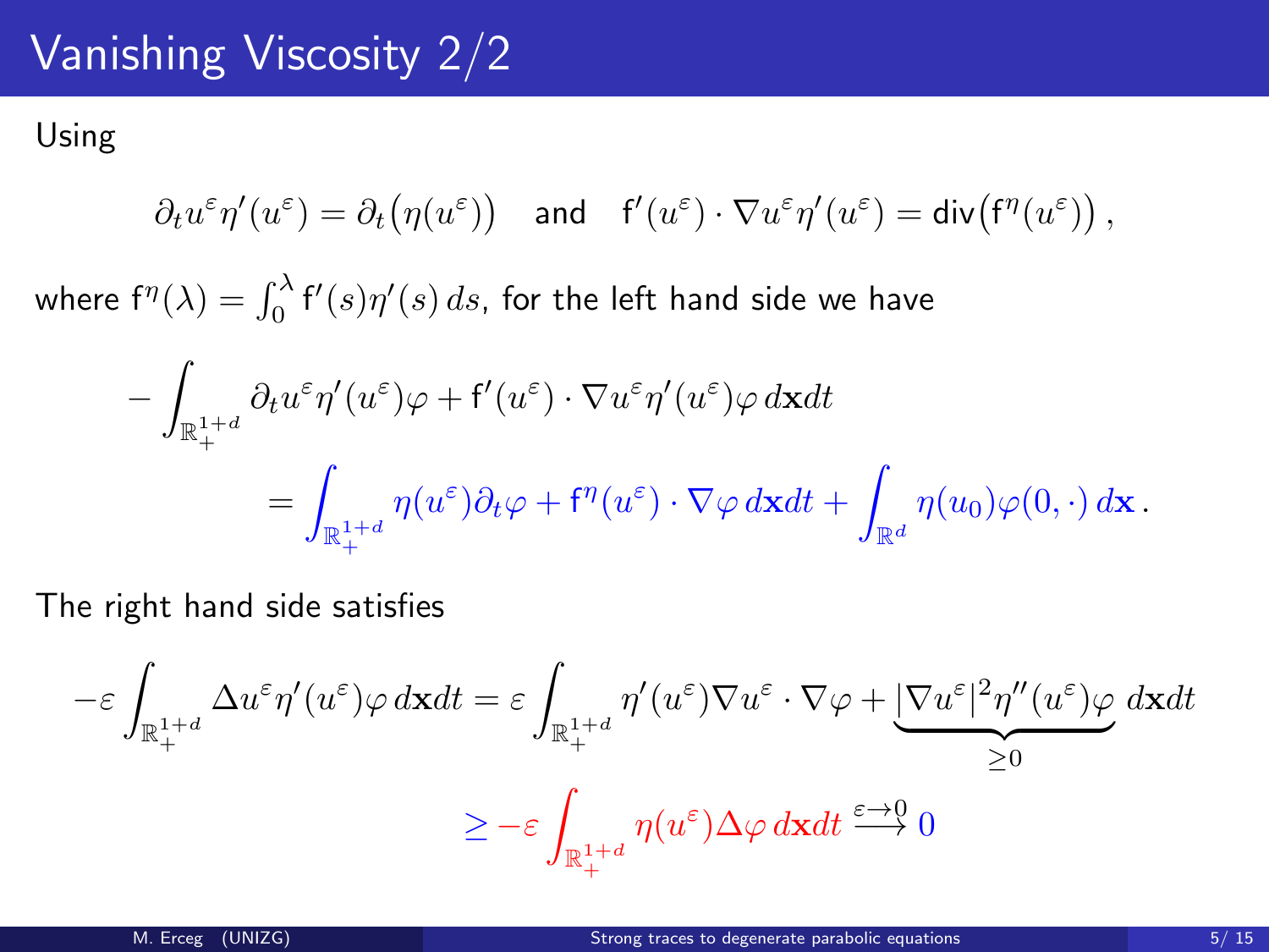# Vanishing Viscosity 2/2

Using

$$\partial_t u^\varepsilon \eta'(u^\varepsilon) = \partial_t\big(\eta(u^\varepsilon)\big) \quad \text{and} \quad \mathsf{f}'(u^\varepsilon)\cdot\nabla u^\varepsilon \eta'(u^\varepsilon) = \mathsf{div}\big(\mathsf{f}^\eta(u^\varepsilon)\big)\,,$$

where $\mathsf{f}^\eta(\lambda) = \int_0^\lambda \mathsf{f}'(s)\eta'(s)\,ds$, for the left hand side we have

$$-\int_{\mathbb{R}^{1+d}_+} \partial_t u^\varepsilon \eta'(u^\varepsilon)\varphi + \mathsf{f}'(u^\varepsilon)\cdot\nabla u^\varepsilon \eta'(u^\varepsilon)\varphi\,d\mathbf{x}dt$$

$$= \int_{\mathbb{R}^{1+d}_+} \eta(u^\varepsilon)\partial_t\varphi + \mathsf{f}^\eta(u^\varepsilon)\cdot\nabla\varphi\,d\mathbf{x}dt + \int_{\mathbb{R}^d}\eta(u_0)\varphi(0,\cdot)\,d\mathbf{x}\,.$$

The right hand side satisfies

$$-\varepsilon\int_{\mathbb{R}^{1+d}_+} \Delta u^\varepsilon \eta'(u^\varepsilon)\varphi\,d\mathbf{x}dt = \varepsilon\int_{\mathbb{R}^{1+d}_+} \eta'(u^\varepsilon)\nabla u^\varepsilon\cdot\nabla\varphi + \underbrace{|\nabla u^\varepsilon|^2\eta''(u^\varepsilon)\varphi}_{\geq 0}\,d\mathbf{x}dt$$

$$\geq -\varepsilon\int_{\mathbb{R}^{1+d}_+} \eta(u^\varepsilon)\Delta\varphi\,d\mathbf{x}dt \overset{\varepsilon\to 0}{\longrightarrow} 0$$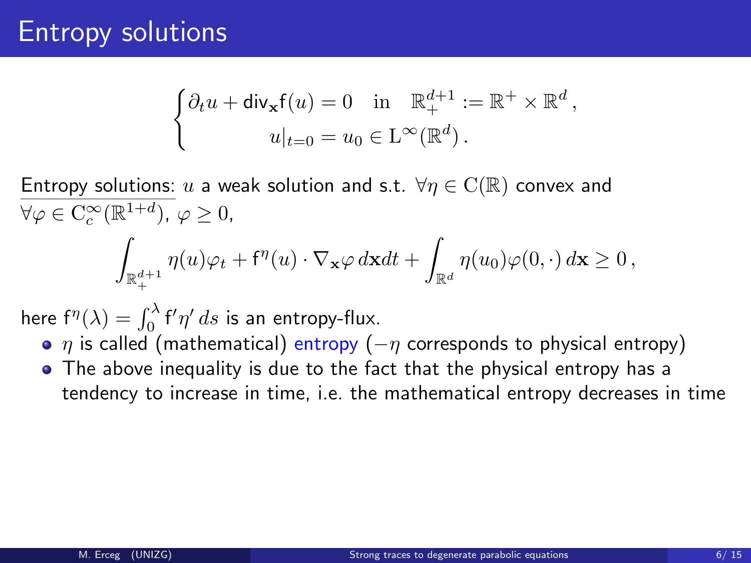# Entropy solutions

$$
\begin{cases}
\partial_t u + \mathsf{div}_{\mathbf{x}} \mathsf{f}(u) = 0 \quad \text{in} \quad \mathbb{R}^{d+1}_+ := \mathbb{R}^+ \times \mathbb{R}^d \,, \\
u|_{t=0} = u_0 \in \mathrm{L}^\infty(\mathbb{R}^d) \,.
\end{cases}
$$

Entropy solutions: $u$ a weak solution and s.t. $\forall \eta \in \mathrm{C}(\mathbb{R})$ convex and $\forall \varphi \in \mathrm{C}^\infty_c(\mathbb{R}^{1+d})$, $\varphi \geq 0$,

$$
\int_{\mathbb{R}^{d+1}_+} \eta(u)\varphi_t + \mathsf{f}^\eta(u) \cdot \nabla_{\mathbf{x}} \varphi \, d\mathbf{x} dt + \int_{\mathbb{R}^d} \eta(u_0) \varphi(0, \cdot) \, d\mathbf{x} \geq 0 \,,
$$

here $\mathsf{f}^\eta(\lambda) = \int_0^\lambda \mathsf{f}' \eta' \, ds$ is an entropy-flux.

- $\eta$ is called (mathematical) entropy ($-\eta$ corresponds to physical entropy)
- The above inequality is due to the fact that the physical entropy has a tendency to increase in time, i.e. the mathematical entropy decreases in time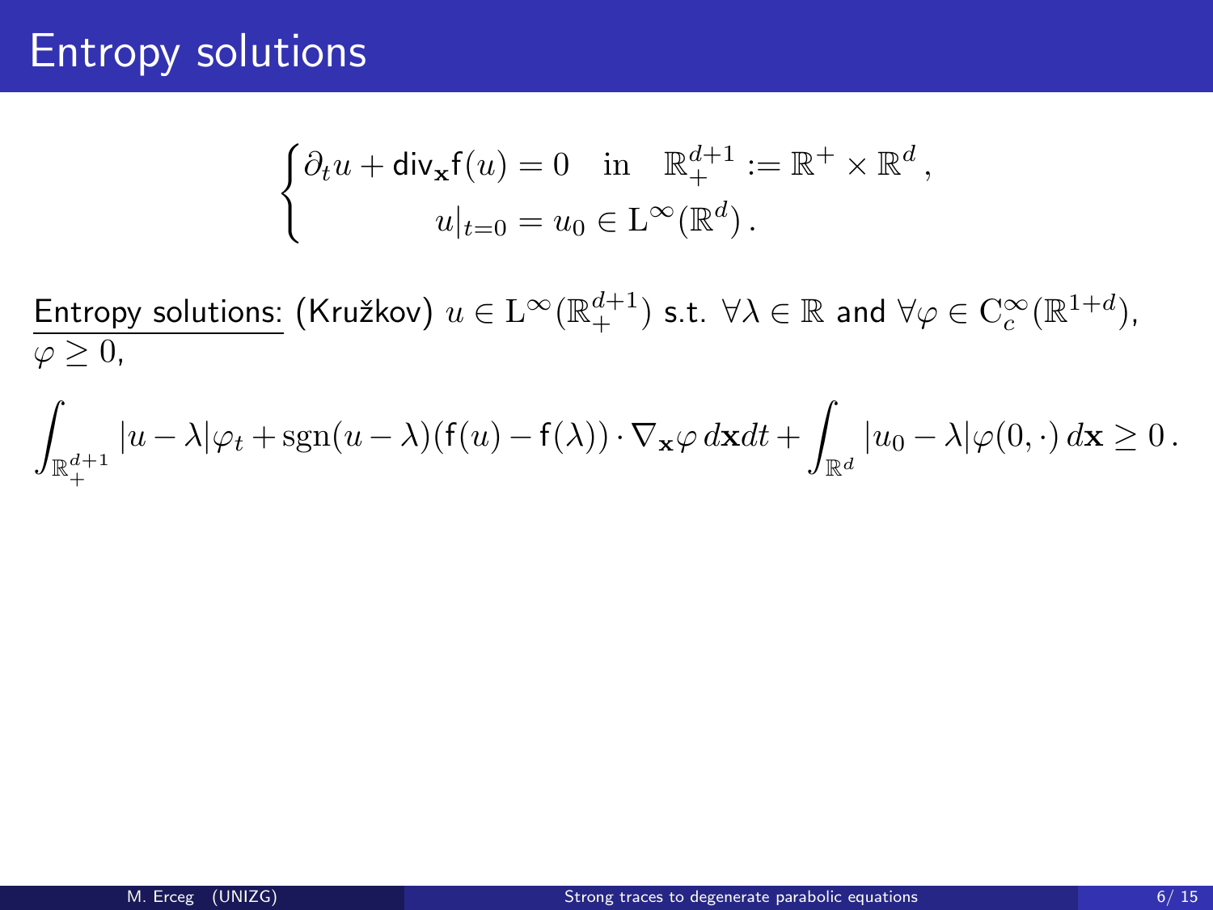# Entropy solutions

$$
\begin{cases}
\partial_t u + \mathsf{div}_{\mathbf{x}} \mathsf{f}(u) = 0 \quad \text{in} \quad \mathbb{R}^{d+1}_+ := \mathbb{R}^+ \times \mathbb{R}^d \,, \\
u|_{t=0} = u_0 \in \mathrm{L}^\infty(\mathbb{R}^d) \,.
\end{cases}
$$

<u>Entropy solutions:</u> (Kružkov) $u \in \mathrm{L}^\infty(\mathbb{R}^{d+1}_+)$ s.t. $\forall \lambda \in \mathbb{R}$ and $\forall \varphi \in \mathrm{C}^\infty_c(\mathbb{R}^{1+d})$, $\varphi \geq 0$,

$$
\int_{\mathbb{R}^{d+1}_+} |u - \lambda| \varphi_t + \operatorname{sgn}(u - \lambda)(\mathsf{f}(u) - \mathsf{f}(\lambda)) \cdot \nabla_{\mathbf{x}} \varphi \, d\mathbf{x} dt + \int_{\mathbb{R}^d} |u_0 - \lambda| \varphi(0, \cdot) \, d\mathbf{x} \geq 0 \,.
$$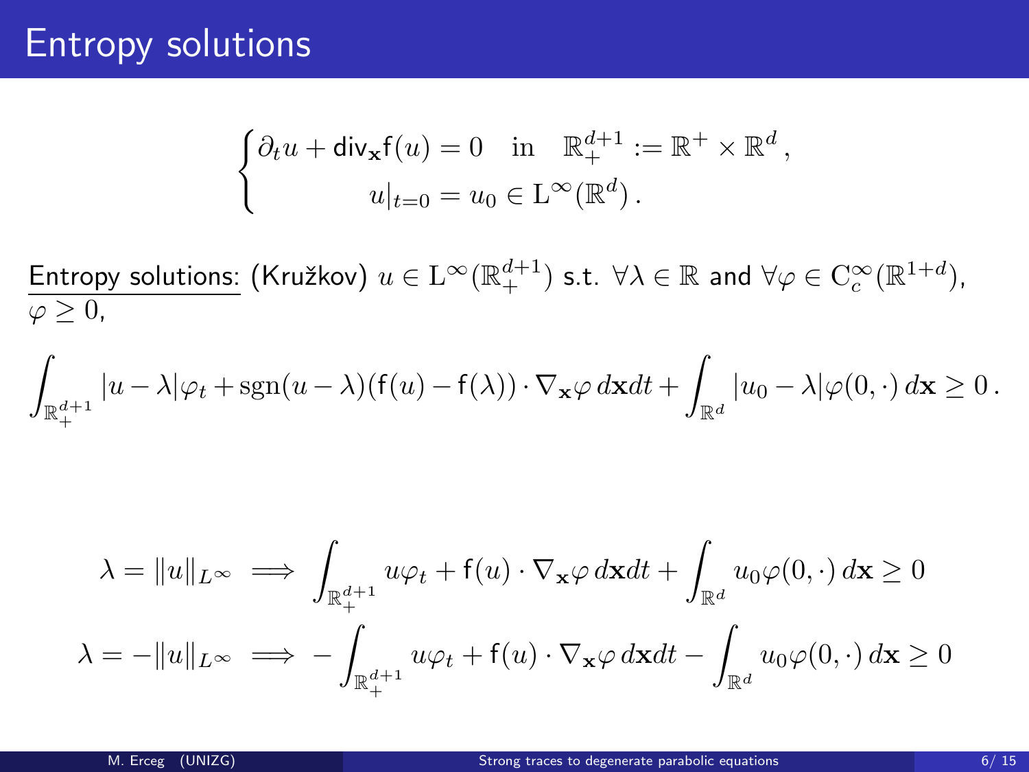# Entropy solutions

$$
\begin{cases}
\partial_t u + \mathsf{div}_{\mathbf{x}} \mathsf{f}(u) = 0 \quad \text{in} \quad \mathbb{R}^{d+1}_+ := \mathbb{R}^+ \times \mathbb{R}^d \,, \\
\qquad\qquad u|_{t=0} = u_0 \in \mathrm{L}^\infty(\mathbb{R}^d) \,.
\end{cases}
$$

Entropy solutions: (Kružkov) $u \in \mathrm{L}^\infty(\mathbb{R}^{d+1}_+)$ s.t. $\forall \lambda \in \mathbb{R}$ and $\forall \varphi \in \mathrm{C}^\infty_c(\mathbb{R}^{1+d})$, $\varphi \geq 0$,

$$
\int_{\mathbb{R}^{d+1}_+} |u - \lambda| \varphi_t + \mathrm{sgn}(u - \lambda)(\mathsf{f}(u) - \mathsf{f}(\lambda)) \cdot \nabla_{\mathbf{x}} \varphi \, d\mathbf{x} dt + \int_{\mathbb{R}^d} |u_0 - \lambda| \varphi(0, \cdot) \, d\mathbf{x} \geq 0 \,.
$$

$$
\lambda = \|u\|_{L^\infty} \implies \int_{\mathbb{R}^{d+1}_+} u \varphi_t + \mathsf{f}(u) \cdot \nabla_{\mathbf{x}} \varphi \, d\mathbf{x} dt + \int_{\mathbb{R}^d} u_0 \varphi(0, \cdot) \, d\mathbf{x} \geq 0
$$

$$
\lambda = -\|u\|_{L^\infty} \implies -\int_{\mathbb{R}^{d+1}_+} u \varphi_t + \mathsf{f}(u) \cdot \nabla_{\mathbf{x}} \varphi \, d\mathbf{x} dt - \int_{\mathbb{R}^d} u_0 \varphi(0, \cdot) \, d\mathbf{x} \geq 0
$$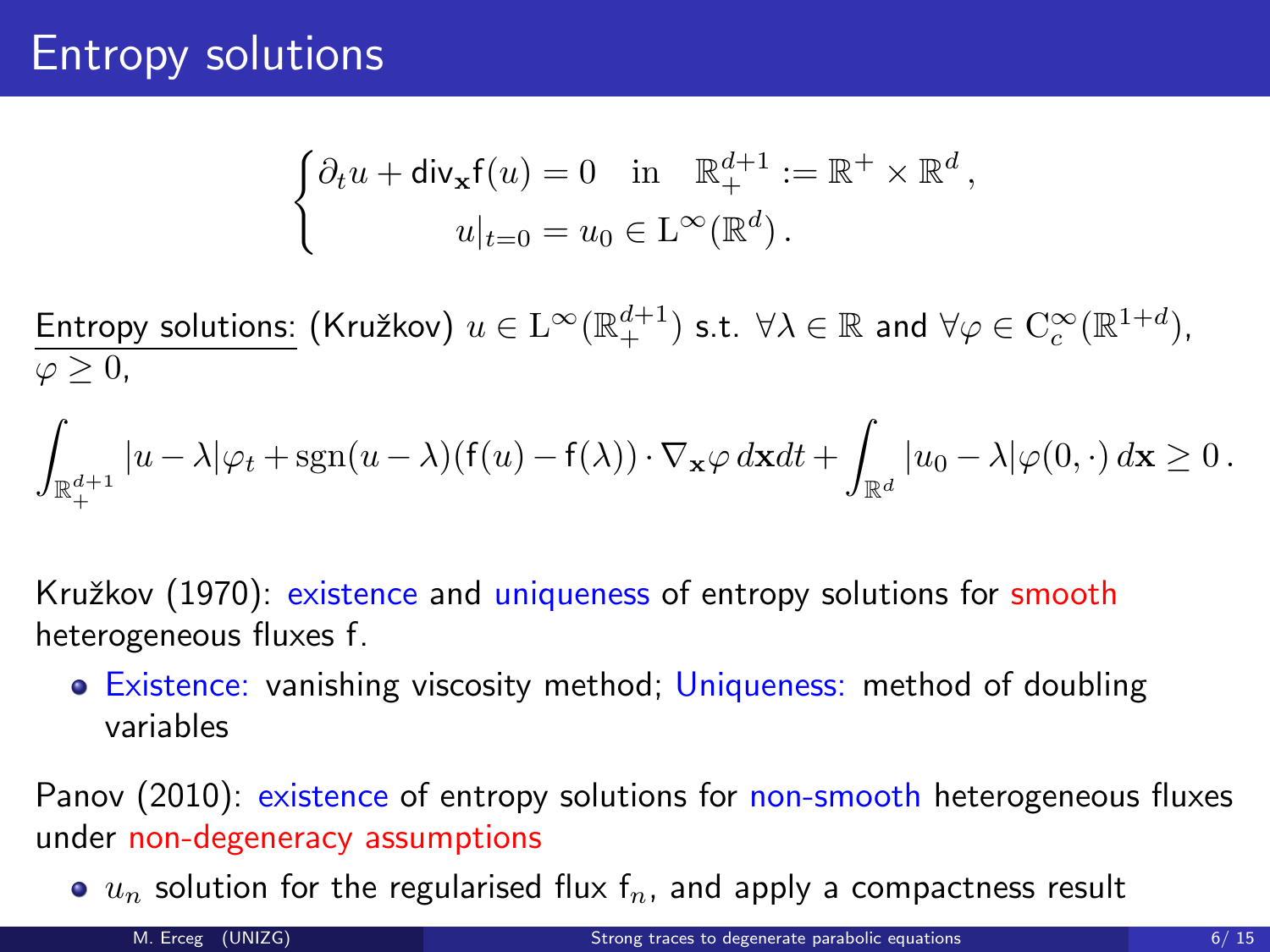# Entropy solutions

$$
\begin{cases}
\partial_t u + \mathsf{div}_{\mathbf{x}} \mathsf{f}(u) = 0 \quad \text{in} \quad \mathbb{R}^{d+1}_+ := \mathbb{R}^+ \times \mathbb{R}^d \,, \\
u|_{t=0} = u_0 \in \mathrm{L}^\infty(\mathbb{R}^d) \,.
\end{cases}
$$

Entropy solutions: (Kružkov) $u \in \mathrm{L}^\infty(\mathbb{R}^{d+1}_+)$ s.t. $\forall \lambda \in \mathbb{R}$ and $\forall \varphi \in \mathrm{C}^\infty_c(\mathbb{R}^{1+d})$, $\varphi \geq 0$,

$$
\int_{\mathbb{R}^{d+1}_+} |u - \lambda| \varphi_t + \operatorname{sgn}(u - \lambda)(\mathsf{f}(u) - \mathsf{f}(\lambda)) \cdot \nabla_{\mathbf{x}} \varphi \, d\mathbf{x} dt + \int_{\mathbb{R}^d} |u_0 - \lambda| \varphi(0, \cdot) \, d\mathbf{x} \geq 0 \,.
$$

Kružkov (1970): existence and uniqueness of entropy solutions for smooth heterogeneous fluxes f.

- Existence: vanishing viscosity method; Uniqueness: method of doubling variables

Panov (2010): existence of entropy solutions for non-smooth heterogeneous fluxes under non-degeneracy assumptions

- $u_n$ solution for the regularised flux $\mathsf{f}_n$, and apply a compactness result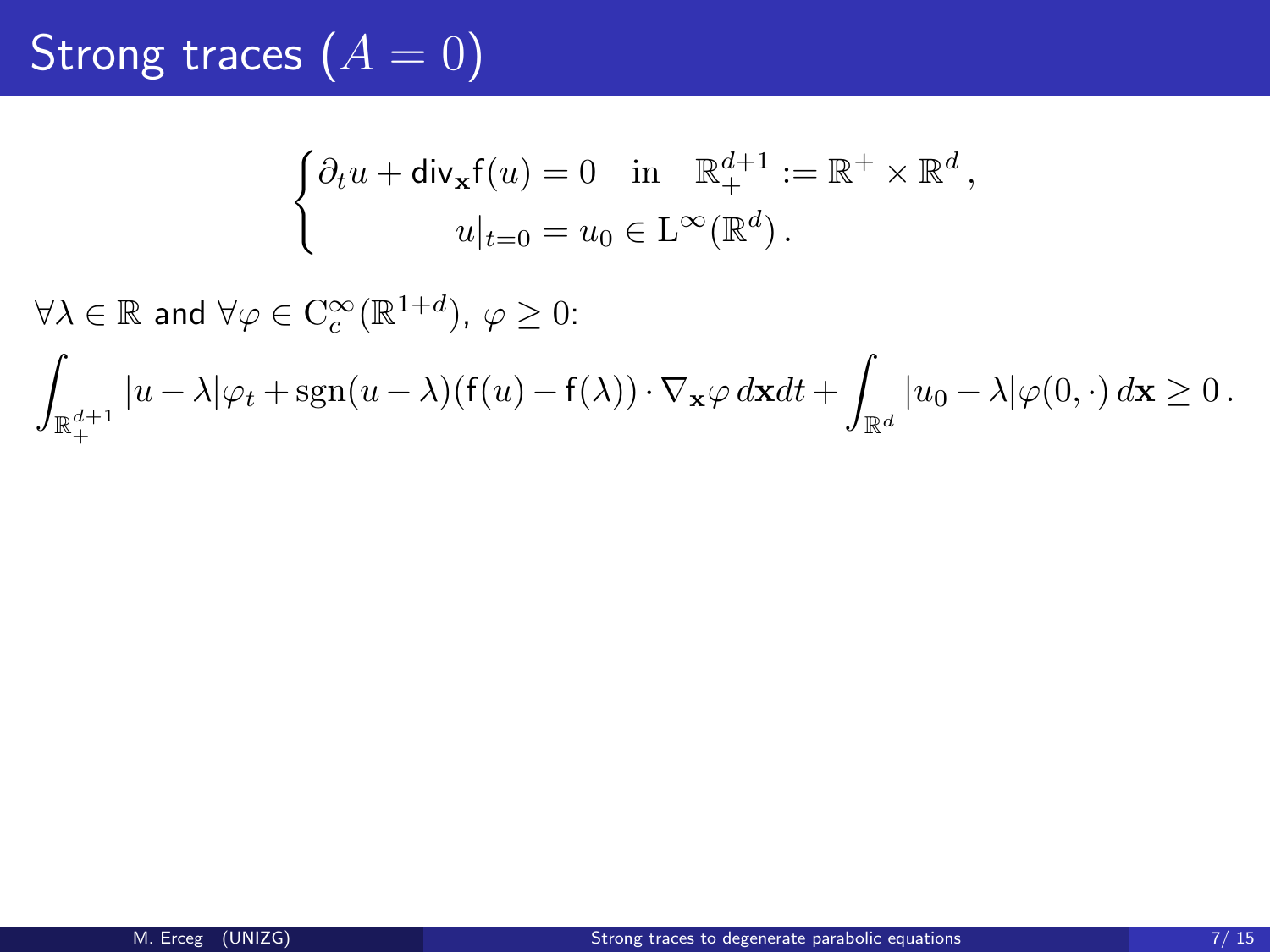# Strong traces ($A = 0$)

$$
\begin{cases}
\partial_t u + \mathsf{div}_{\mathbf{x}} \mathsf{f}(u) = 0 \quad \text{in} \quad \mathbb{R}^{d+1}_+ := \mathbb{R}^+ \times \mathbb{R}^d \,, \\
u|_{t=0} = u_0 \in \mathrm{L}^\infty(\mathbb{R}^d) \,.
\end{cases}
$$

$\forall \lambda \in \mathbb{R}$ and $\forall \varphi \in \mathrm{C}^\infty_c(\mathbb{R}^{1+d})$, $\varphi \geq 0$:

$$
\int_{\mathbb{R}^{d+1}_+} |u - \lambda| \varphi_t + \operatorname{sgn}(u - \lambda)(\mathsf{f}(u) - \mathsf{f}(\lambda)) \cdot \nabla_{\mathbf{x}} \varphi \, d\mathbf{x} dt + \int_{\mathbb{R}^d} |u_0 - \lambda| \varphi(0, \cdot) \, d\mathbf{x} \geq 0 \,.
$$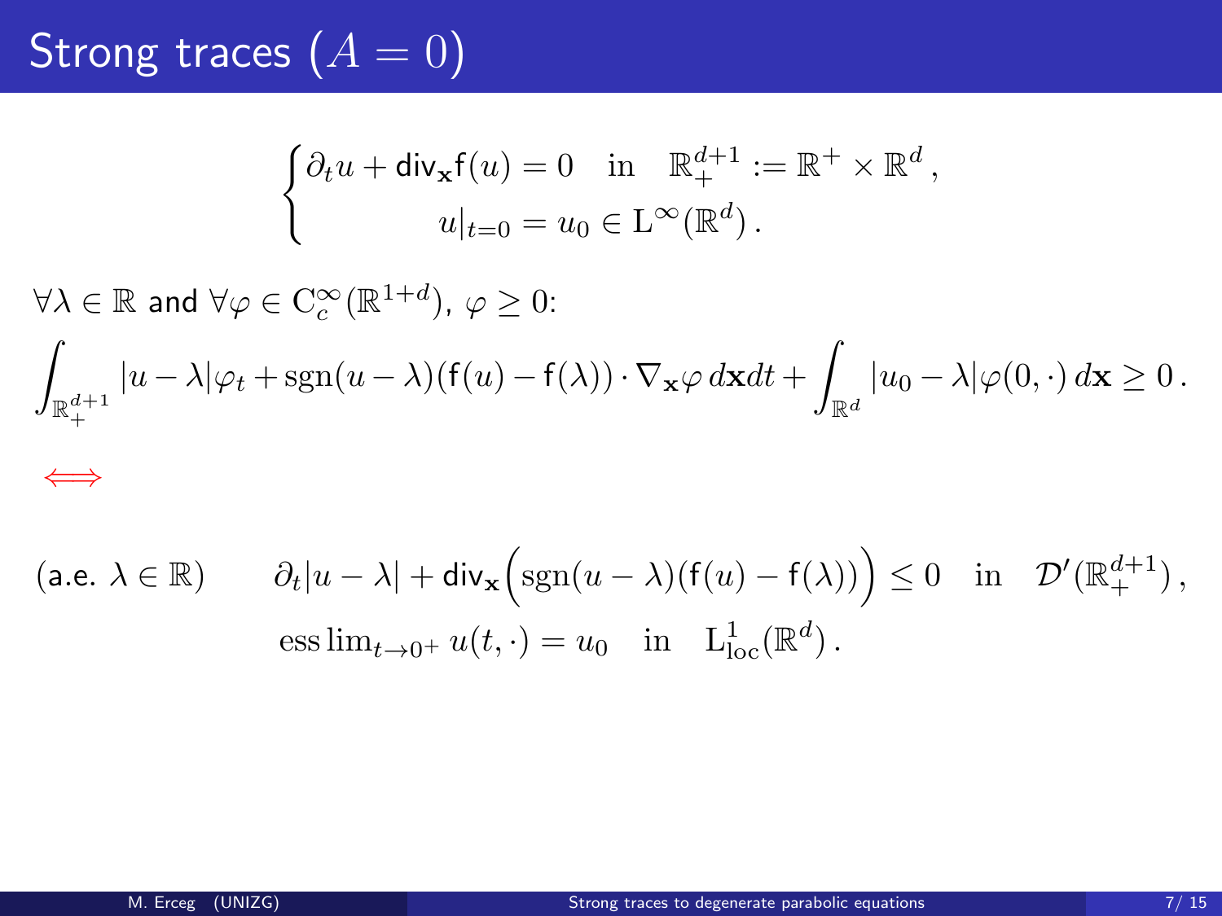# Strong traces $(A = 0)$

$$
\begin{cases}
\partial_t u + \mathsf{div}_{\mathbf{x}} \mathsf{f}(u) = 0 \quad \text{in} \quad \mathbb{R}^{d+1}_+ := \mathbb{R}^+ \times \mathbb{R}^d \,, \\
u|_{t=0} = u_0 \in \mathrm{L}^\infty(\mathbb{R}^d) \,.
\end{cases}
$$

$\forall \lambda \in \mathbb{R}$ and $\forall \varphi \in \mathrm{C}^\infty_c(\mathbb{R}^{1+d})$, $\varphi \geq 0$:

$$
\int_{\mathbb{R}^{d+1}_+} |u - \lambda| \varphi_t + \operatorname{sgn}(u - \lambda)(\mathsf{f}(u) - \mathsf{f}(\lambda)) \cdot \nabla_{\mathbf{x}} \varphi \, d\mathbf{x} dt + \int_{\mathbb{R}^d} |u_0 - \lambda| \varphi(0, \cdot) \, d\mathbf{x} \geq 0 \,.
$$

$\Longleftrightarrow$

$$
\text{(a.e. } \lambda \in \mathbb{R}) \qquad \partial_t |u - \lambda| + \mathsf{div}_{\mathbf{x}} \Big( \operatorname{sgn}(u - \lambda)(\mathsf{f}(u) - \mathsf{f}(\lambda)) \Big) \leq 0 \quad \text{in} \quad \mathcal{D}'(\mathbb{R}^{d+1}_+) \,,
$$

$$
\operatorname{ess\,lim}_{t \to 0^+} u(t, \cdot) = u_0 \quad \text{in} \quad \mathrm{L}^1_{\mathrm{loc}}(\mathbb{R}^d) \,.
$$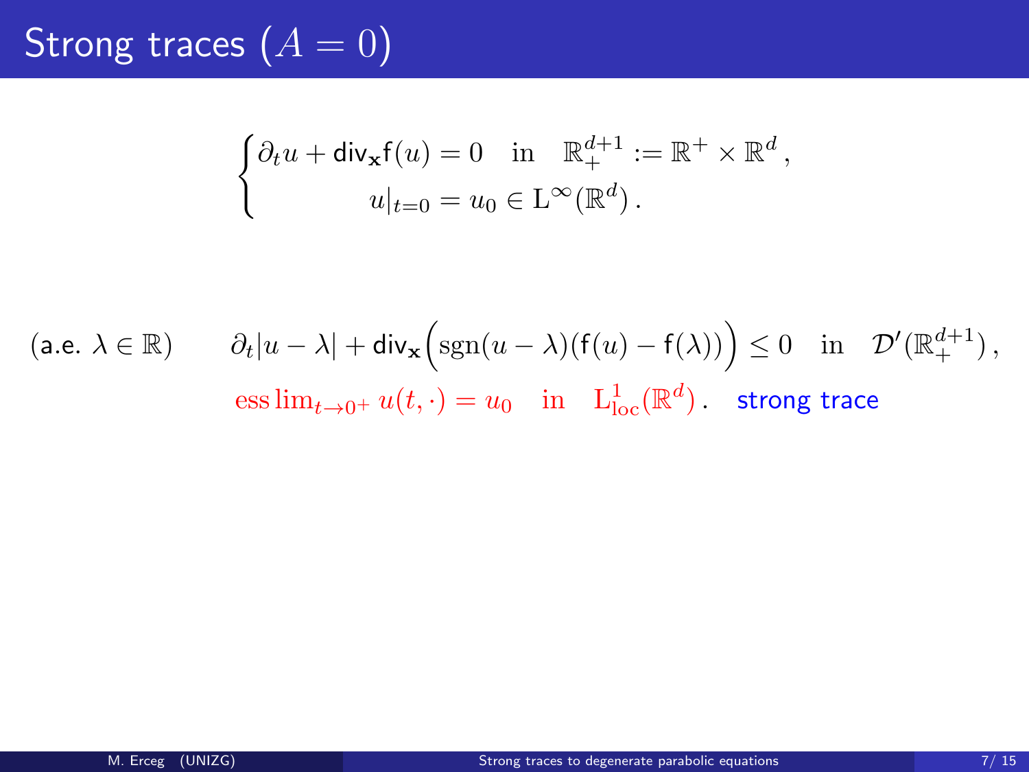# Strong traces ($A = 0$)

$$
\begin{cases}
\partial_t u + \mathsf{div}_{\mathbf{x}} \mathsf{f}(u) = 0 \quad \text{in} \quad \mathbb{R}^{d+1}_+ := \mathbb{R}^+ \times \mathbb{R}^d \,, \\
u|_{t=0} = u_0 \in \mathrm{L}^\infty(\mathbb{R}^d) \,.
\end{cases}
$$

(a.e. $\lambda \in \mathbb{R}$) $\qquad \partial_t |u - \lambda| + \mathsf{div}_{\mathbf{x}} \Big( \operatorname{sgn}(u - \lambda)(\mathsf{f}(u) - \mathsf{f}(\lambda)) \Big) \leq 0 \quad \text{in} \quad \mathcal{D}'(\mathbb{R}^{d+1}_+) \,,$

$\operatorname{ess\,lim}_{t \to 0^+} u(t, \cdot) = u_0 \quad \text{in} \quad \mathrm{L}^1_{\mathrm{loc}}(\mathbb{R}^d) \,.$ strong trace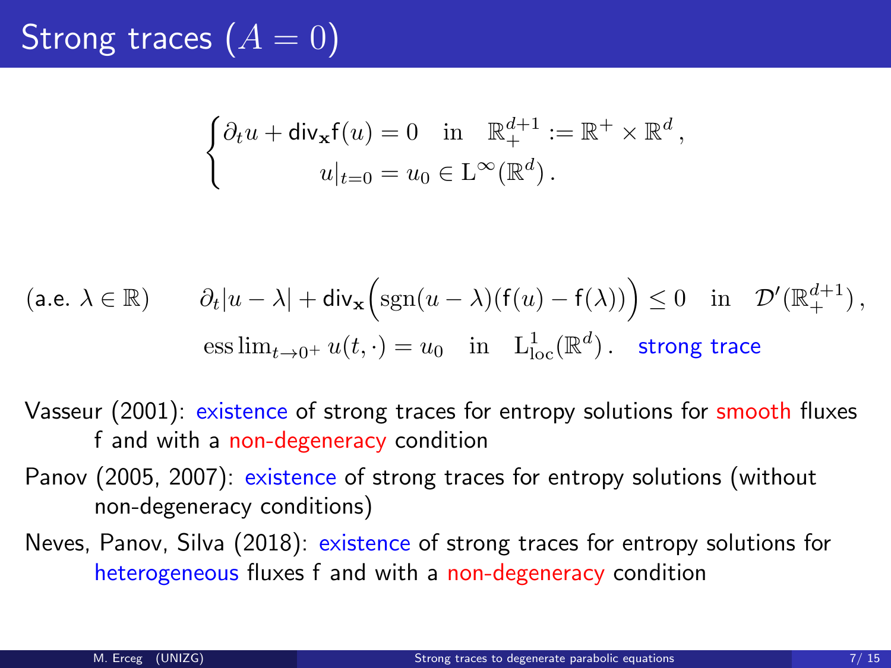# Strong traces ($A = 0$)

$$
\begin{cases}
\partial_t u + \mathsf{div}_{\mathbf{x}} \mathsf{f}(u) = 0 \quad \text{in} \quad \mathbb{R}^{d+1}_+ := \mathbb{R}^+ \times \mathbb{R}^d \,, \\
u|_{t=0} = u_0 \in \mathrm{L}^\infty(\mathbb{R}^d) \,.
\end{cases}
$$

(a.e. $\lambda \in \mathbb{R}$)

$$
\partial_t |u - \lambda| + \mathsf{div}_{\mathbf{x}} \Big( \operatorname{sgn}(u-\lambda)(\mathsf{f}(u) - \mathsf{f}(\lambda)) \Big) \leq 0 \quad \text{in} \quad \mathcal{D}'(\mathbb{R}^{d+1}_+) \,,
$$

$$
\operatorname{ess\,lim}_{t \to 0^+} u(t, \cdot) = u_0 \quad \text{in} \quad \mathrm{L}^1_{\mathrm{loc}}(\mathbb{R}^d) \,.
$$

strong trace

Vasseur (2001): existence of strong traces for entropy solutions for smooth fluxes f and with a non-degeneracy condition

Panov (2005, 2007): existence of strong traces for entropy solutions (without non-degeneracy conditions)

Neves, Panov, Silva (2018): existence of strong traces for entropy solutions for heterogeneous fluxes f and with a non-degeneracy condition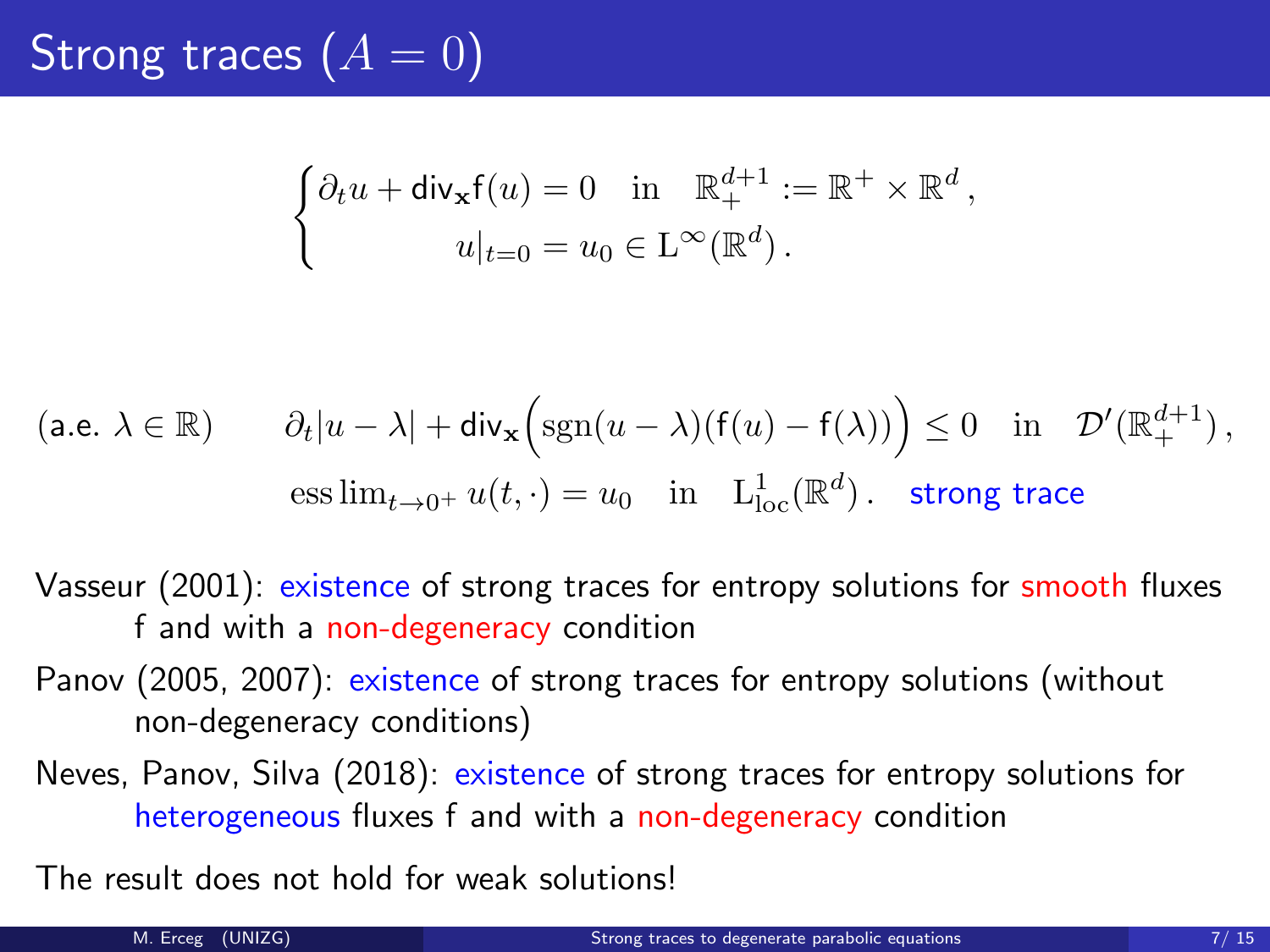# Strong traces ($A = 0$)

$$
\begin{cases} \partial_t u + \mathsf{div}_{\mathbf{x}} \mathsf{f}(u) = 0 \quad \text{in} \quad \mathbb{R}^{d+1}_+ := \mathbb{R}^+ \times \mathbb{R}^d \,, \\ u|_{t=0} = u_0 \in \mathrm{L}^\infty(\mathbb{R}^d) \,. \end{cases}
$$

(a.e. $\lambda \in \mathbb{R}$)

$$
\partial_t |u - \lambda| + \mathsf{div}_{\mathbf{x}} \Big( \operatorname{sgn}(u - \lambda)(\mathsf{f}(u) - \mathsf{f}(\lambda)) \Big) \leq 0 \quad \text{in} \quad \mathcal{D}'(\mathbb{R}^{d+1}_+) \,,
$$

$$
\operatorname{ess\,lim}_{t \to 0^+} u(t, \cdot) = u_0 \quad \text{in} \quad \mathrm{L}^1_{\mathrm{loc}}(\mathbb{R}^d) \,. \quad \text{strong trace}
$$

Vasseur (2001): existence of strong traces for entropy solutions for smooth fluxes $\mathsf{f}$ and with a non-degeneracy condition

Panov (2005, 2007): existence of strong traces for entropy solutions (without non-degeneracy conditions)

Neves, Panov, Silva (2018): existence of strong traces for entropy solutions for heterogeneous fluxes $\mathsf{f}$ and with a non-degeneracy condition

The result does not hold for weak solutions!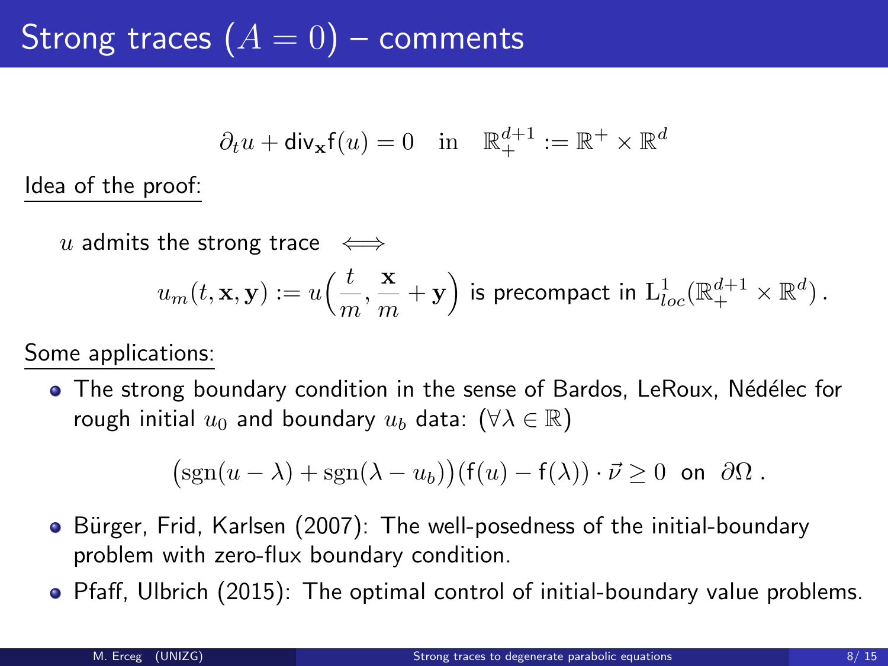# Strong traces ($A = 0$) – comments

$$\partial_t u + \mathsf{div}_{\mathbf{x}} \mathsf{f}(u) = 0 \quad \text{in} \quad \mathbb{R}^{d+1}_+ := \mathbb{R}^+ \times \mathbb{R}^d$$

<u>Idea of the proof:</u>

$u$ admits the strong trace $\iff$

$$u_m(t, \mathbf{x}, \mathbf{y}) := u\Big(\frac{t}{m}, \frac{\mathbf{x}}{m} + \mathbf{y}\Big) \text{ is precompact in } \mathrm{L}^1_{loc}(\mathbb{R}^{d+1}_+ \times \mathbb{R}^d)\,.$$

<u>Some applications:</u>

- The strong boundary condition in the sense of Bardos, LeRoux, Nédélec for rough initial $u_0$ and boundary $u_b$ data: $(\forall \lambda \in \mathbb{R})$

$$\big(\mathrm{sgn}(u - \lambda) + \mathrm{sgn}(\lambda - u_b)\big)\big(\mathsf{f}(u) - \mathsf{f}(\lambda)\big) \cdot \vec{\nu} \geq 0 \ \text{ on } \ \partial\Omega\,.$$

- Bürger, Frid, Karlsen (2007): The well-posedness of the initial-boundary problem with zero-flux boundary condition.
- Pfaff, Ulbrich (2015): The optimal control of initial-boundary value problems.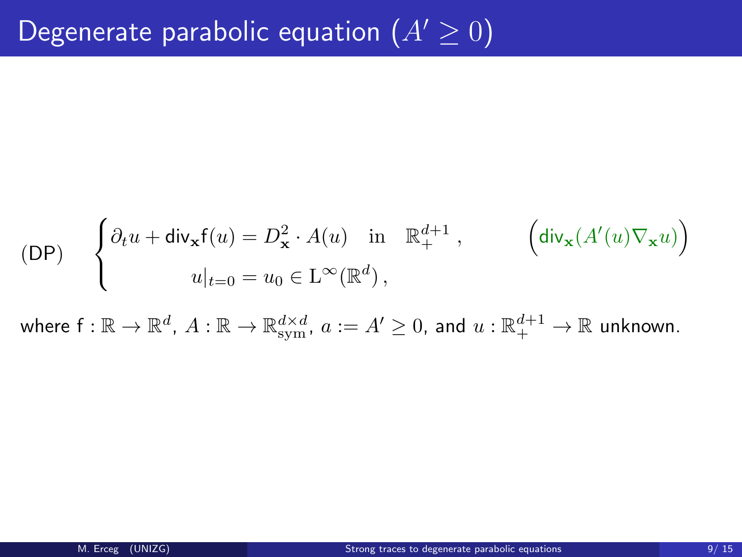# Degenerate parabolic equation ($A' \geq 0$)

$$
\text{(DP)} \quad \begin{cases} \partial_t u + \mathsf{div}_{\mathbf{x}} \mathsf{f}(u) = D^2_{\mathbf{x}} \cdot A(u) \quad \text{in} \quad \mathbb{R}^{d+1}_+ \,, & \Big(\mathsf{div}_{\mathbf{x}}(A'(u)\nabla_{\mathbf{x}} u)\Big) \\ u|_{t=0} = u_0 \in \mathrm{L}^\infty(\mathbb{R}^d) \,, \end{cases}
$$

where $\mathsf{f} : \mathbb{R} \to \mathbb{R}^d$, $A : \mathbb{R} \to \mathbb{R}^{d \times d}_{\mathrm{sym}}$, $a := A' \geq 0$, and $u : \mathbb{R}^{d+1}_+ \to \mathbb{R}$ unknown.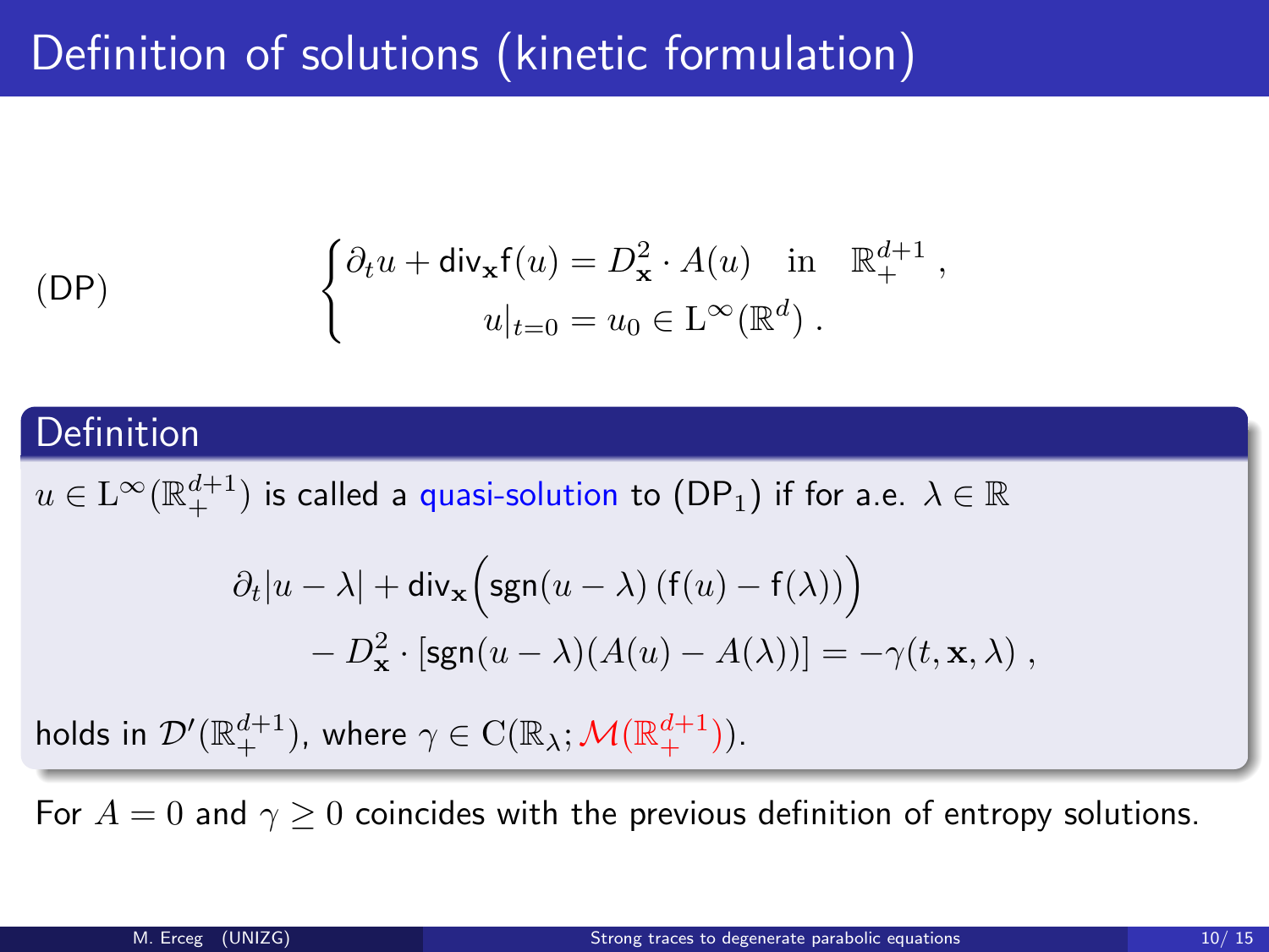# Definition of solutions (kinetic formulation)

(DP)

$$
\begin{cases}
\partial_t u + \mathsf{div}_{\mathbf{x}} \mathsf{f}(u) = D^2_{\mathbf{x}} \cdot A(u) \quad \text{in} \quad \mathbb{R}^{d+1}_+ \, , \\
u|_{t=0} = u_0 \in \mathrm{L}^\infty(\mathbb{R}^d) \, .
\end{cases}
$$

## Definition

$u \in \mathrm{L}^\infty(\mathbb{R}^{d+1}_+)$ is called a quasi-solution to $(\mathrm{DP}_1)$ if for a.e. $\lambda \in \mathbb{R}$

$$
\partial_t |u-\lambda| + \mathsf{div}_{\mathbf{x}} \Big( \mathsf{sgn}(u-\lambda) \, (\mathsf{f}(u) - \mathsf{f}(\lambda)) \Big) - D^2_{\mathbf{x}} \cdot [\mathsf{sgn}(u-\lambda)(A(u) - A(\lambda))] = -\gamma(t, \mathbf{x}, \lambda) \, ,
$$

holds in $\mathcal{D}'(\mathbb{R}^{d+1}_+)$, where $\gamma \in \mathrm{C}(\mathbb{R}_\lambda; \mathcal{M}(\mathbb{R}^{d+1}_+))$.

For $A = 0$ and $\gamma \geq 0$ coincides with the previous definition of entropy solutions.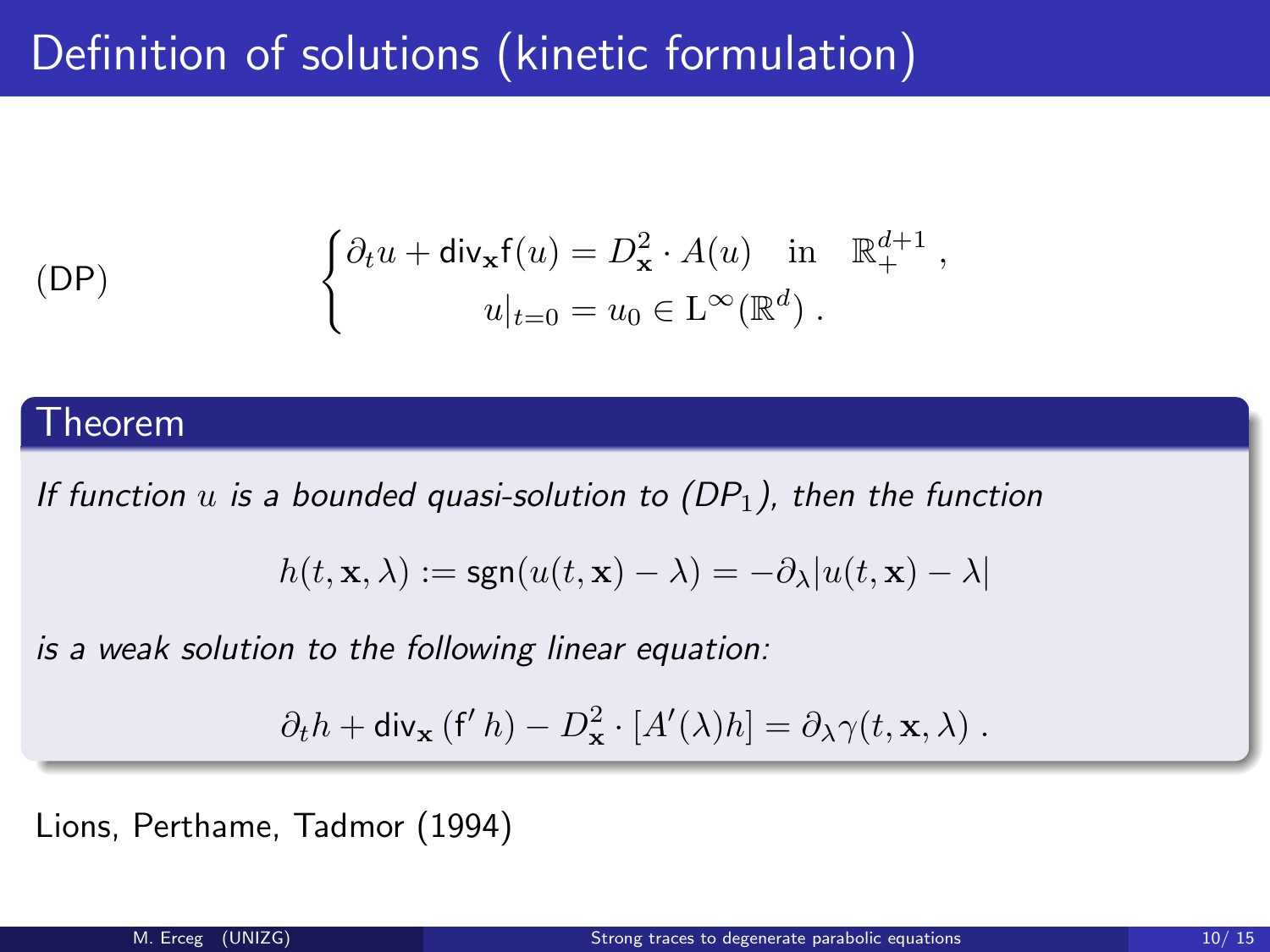# Definition of solutions (kinetic formulation)

(DP)

$$\begin{cases} \partial_t u + \mathsf{div}_{\mathbf{x}} \mathsf{f}(u) = D^2_{\mathbf{x}} \cdot A(u) \quad \text{in} \quad \mathbb{R}^{d+1}_+ \, , \\ u|_{t=0} = u_0 \in \mathrm{L}^\infty(\mathbb{R}^d) \, . \end{cases}$$

**Theorem**

*If function $u$ is a bounded quasi-solution to (DP$_1$), then the function*

$$h(t, \mathbf{x}, \lambda) := \mathsf{sgn}(u(t, \mathbf{x}) - \lambda) = -\partial_\lambda |u(t, \mathbf{x}) - \lambda|$$

*is a weak solution to the following linear equation:*

$$\partial_t h + \mathsf{div}_{\mathbf{x}} \left( \mathsf{f}' \, h \right) - D^2_{\mathbf{x}} \cdot [A'(\lambda) h] = \partial_\lambda \gamma(t, \mathbf{x}, \lambda) \, .$$

Lions, Perthame, Tadmor (1994)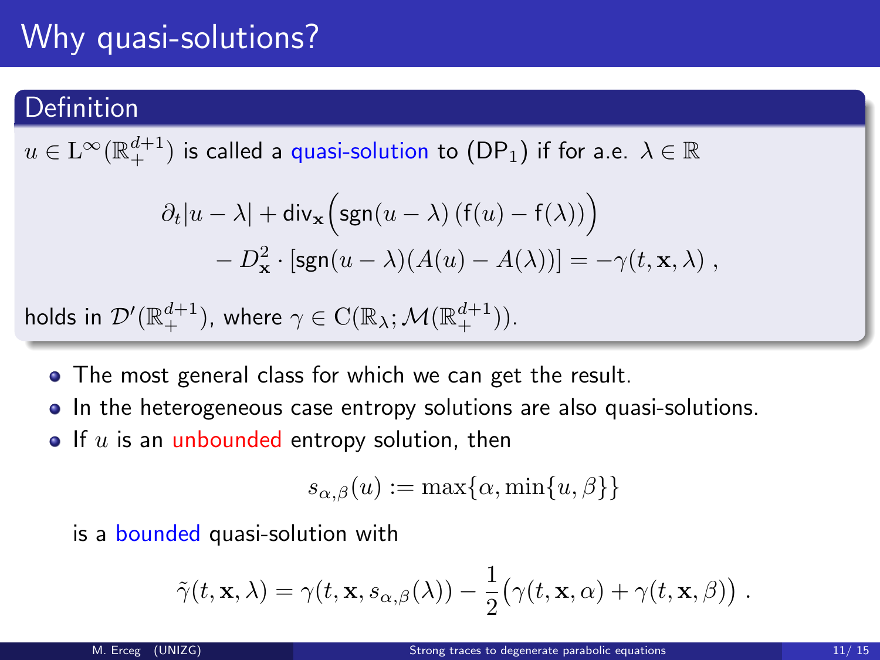# Why quasi-solutions?

**Definition**

$u \in \mathrm{L}^\infty(\mathbb{R}^{d+1}_+)$ is called a quasi-solution to $(\mathsf{DP}_1)$ if for a.e. $\lambda \in \mathbb{R}$

$$\partial_t |u-\lambda| + \mathsf{div}_{\mathbf{x}}\Big(\mathsf{sgn}(u-\lambda)\,(\mathsf{f}(u)-\mathsf{f}(\lambda))\Big) \\ - D^2_{\mathbf{x}} \cdot [\mathsf{sgn}(u-\lambda)(A(u)-A(\lambda))] = -\gamma(t,\mathbf{x},\lambda)\;,$$

holds in $\mathcal{D}'(\mathbb{R}^{d+1}_+)$, where $\gamma \in \mathrm{C}(\mathbb{R}_\lambda; \mathcal{M}(\mathbb{R}^{d+1}_+))$.

- The most general class for which we can get the result.
- In the heterogeneous case entropy solutions are also quasi-solutions.
- If $u$ is an unbounded entropy solution, then

$$s_{\alpha,\beta}(u) := \max\{\alpha, \min\{u,\beta\}\}$$

  is a bounded quasi-solution with

$$\tilde{\gamma}(t,\mathbf{x},\lambda) = \gamma(t,\mathbf{x},s_{\alpha,\beta}(\lambda)) - \frac{1}{2}\big(\gamma(t,\mathbf{x},\alpha) + \gamma(t,\mathbf{x},\beta)\big)\;.$$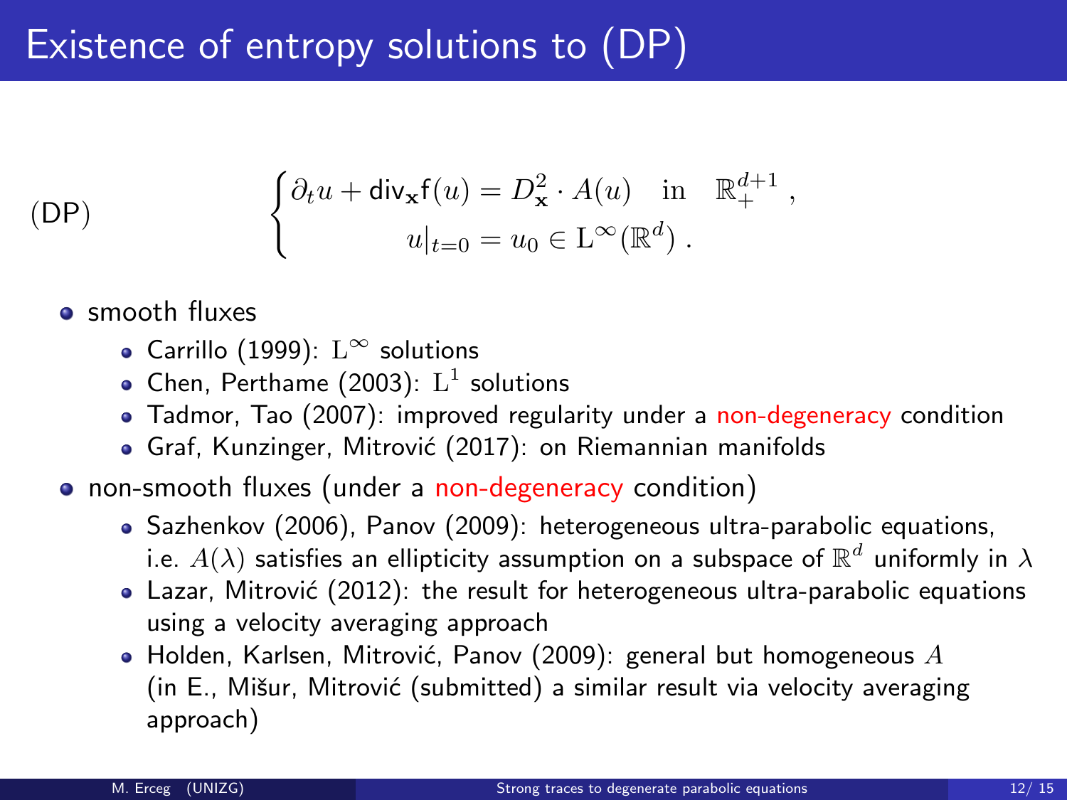# Existence of entropy solutions to (DP)

(DP)
$$\begin{cases} \partial_t u + \mathsf{div}_{\mathbf{x}} \mathsf{f}(u) = D^2_{\mathbf{x}} \cdot A(u) \quad \text{in} \quad \mathbb{R}^{d+1}_+ \, , \\ \qquad\qquad u|_{t=0} = u_0 \in \mathrm{L}^\infty(\mathbb{R}^d) \, . \end{cases}$$

- smooth fluxes
  - Carrillo (1999): $\mathrm{L}^\infty$ solutions
  - Chen, Perthame (2003): $\mathrm{L}^1$ solutions
  - Tadmor, Tao (2007): improved regularity under a non-degeneracy condition
  - Graf, Kunzinger, Mitrović (2017): on Riemannian manifolds
- non-smooth fluxes (under a non-degeneracy condition)
  - Sazhenkov (2006), Panov (2009): heterogeneous ultra-parabolic equations, i.e. $A(\lambda)$ satisfies an ellipticity assumption on a subspace of $\mathbb{R}^d$ uniformly in $\lambda$
  - Lazar, Mitrović (2012): the result for heterogeneous ultra-parabolic equations using a velocity averaging approach
  - Holden, Karlsen, Mitrović, Panov (2009): general but homogeneous $A$ (in E., Mišur, Mitrović (submitted) a similar result via velocity averaging approach)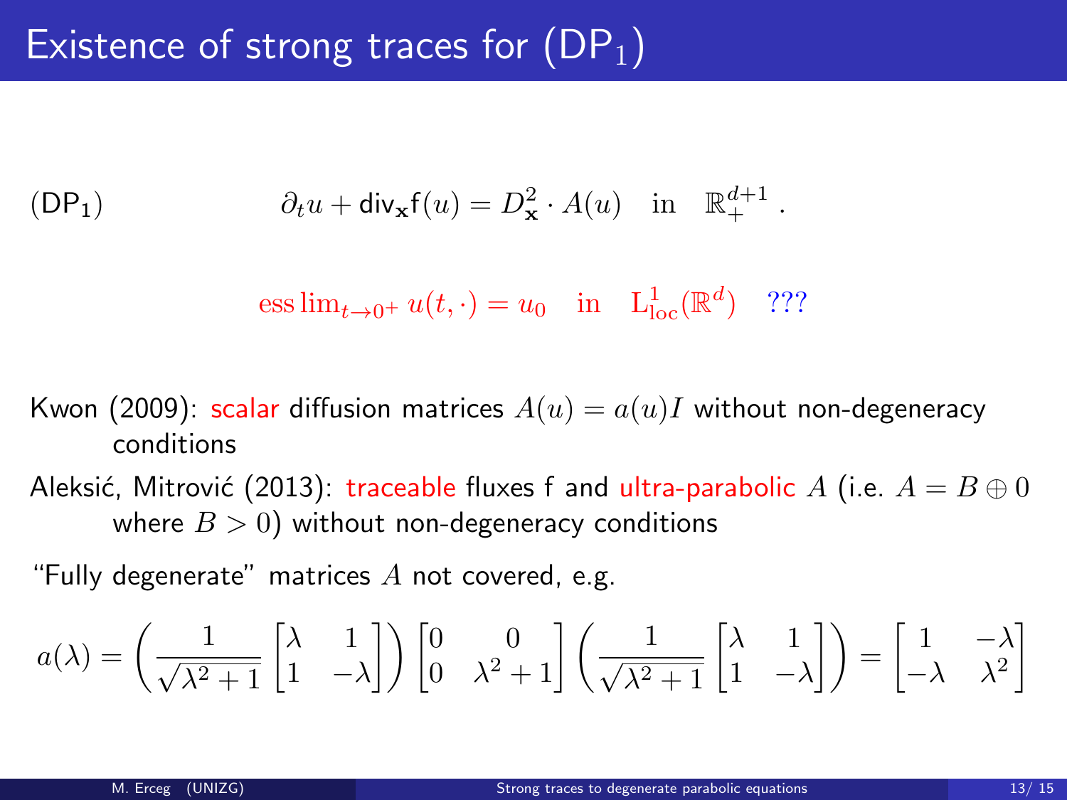# Existence of strong traces for ($\mathsf{DP}_1$)

($\mathsf{DP}_1$)

$$\partial_t u + \mathsf{div}_{\mathbf{x}} \mathsf{f}(u) = D^2_{\mathbf{x}} \cdot A(u) \quad \text{in} \quad \mathbb{R}^{d+1}_+ \,.$$

$$\operatorname{ess\,lim}_{t\to 0^+} u(t,\cdot) = u_0 \quad \text{in} \quad \mathrm{L}^1_{\mathrm{loc}}(\mathbb{R}^d) \quad ???$$

Kwon (2009): scalar diffusion matrices $A(u) = a(u)I$ without non-degeneracy conditions

Aleksić, Mitrović (2013): traceable fluxes f and ultra-parabolic $A$ (i.e. $A = B \oplus 0$ where $B > 0$) without non-degeneracy conditions

"Fully degenerate" matrices $A$ not covered, e.g.

$$a(\lambda) = \left(\frac{1}{\sqrt{\lambda^2+1}}\begin{bmatrix}\lambda & 1\\ 1 & -\lambda\end{bmatrix}\right)\begin{bmatrix}0 & 0\\ 0 & \lambda^2+1\end{bmatrix}\left(\frac{1}{\sqrt{\lambda^2+1}}\begin{bmatrix}\lambda & 1\\ 1 & -\lambda\end{bmatrix}\right) = \begin{bmatrix}1 & -\lambda\\ -\lambda & \lambda^2\end{bmatrix}$$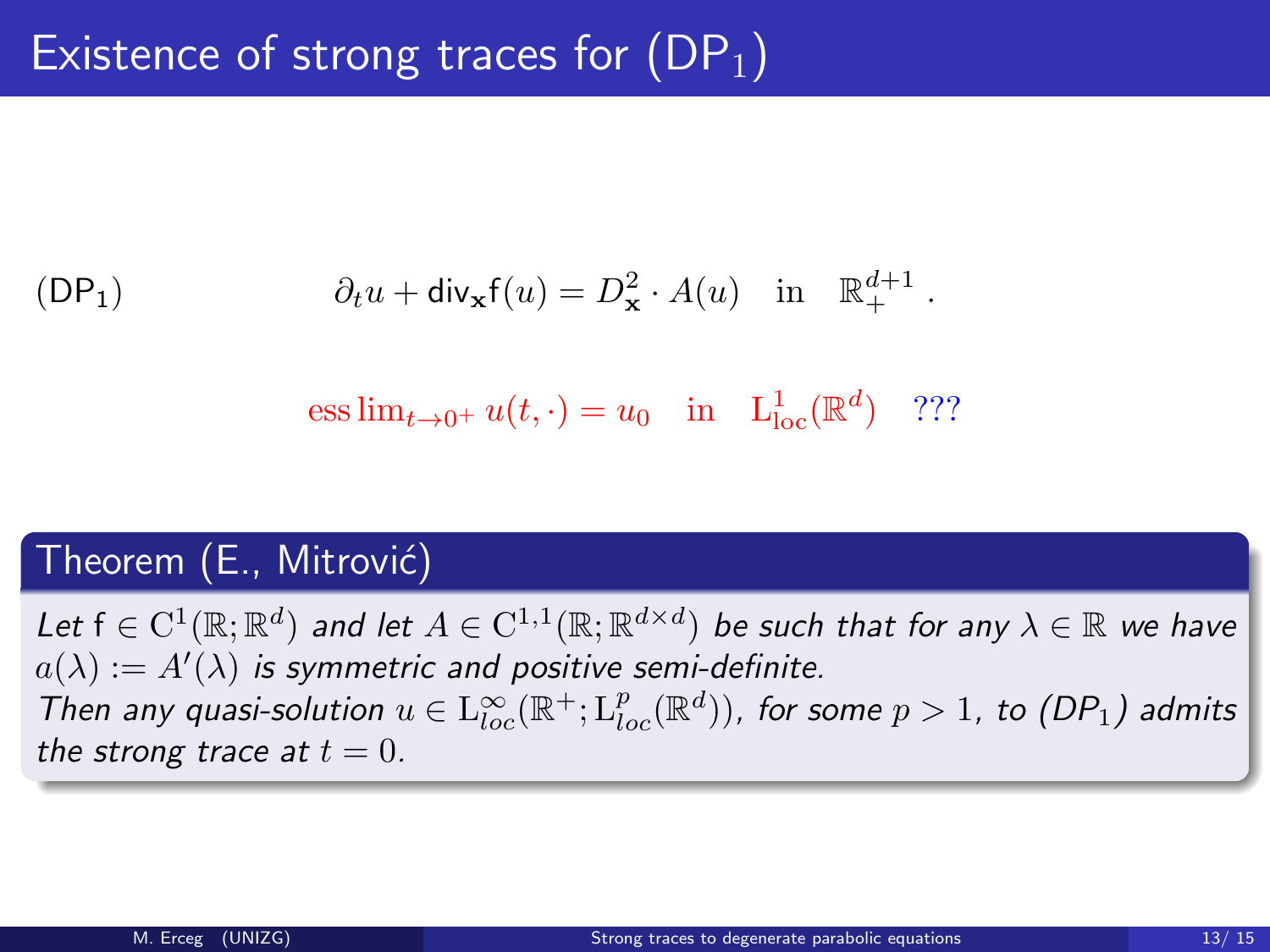# Existence of strong traces for $(\mathrm{DP}_1)$

$$(\mathrm{DP}_1) \qquad \partial_t u + \mathrm{div}_{\mathbf{x}} \mathsf{f}(u) = D^2_{\mathbf{x}} \cdot A(u) \quad \text{in} \quad \mathbb{R}^{d+1}_+ .$$

$$\operatorname{ess\,lim}_{t\to 0^+} u(t,\cdot) = u_0 \quad \text{in} \quad \mathrm{L}^1_{\mathrm{loc}}(\mathbb{R}^d) \quad ???$$

### Theorem (E., Mitrović)

*Let $\mathsf{f} \in \mathrm{C}^1(\mathbb{R};\mathbb{R}^d)$ and let $A \in \mathrm{C}^{1,1}(\mathbb{R};\mathbb{R}^{d\times d})$ be such that for any $\lambda \in \mathbb{R}$ we have $a(\lambda) := A'(\lambda)$ is symmetric and positive semi-definite.*
*Then any quasi-solution $u \in \mathrm{L}^\infty_{loc}(\mathbb{R}^+;\mathrm{L}^p_{loc}(\mathbb{R}^d))$, for some $p > 1$, to $(DP_1)$ admits the strong trace at $t = 0$.*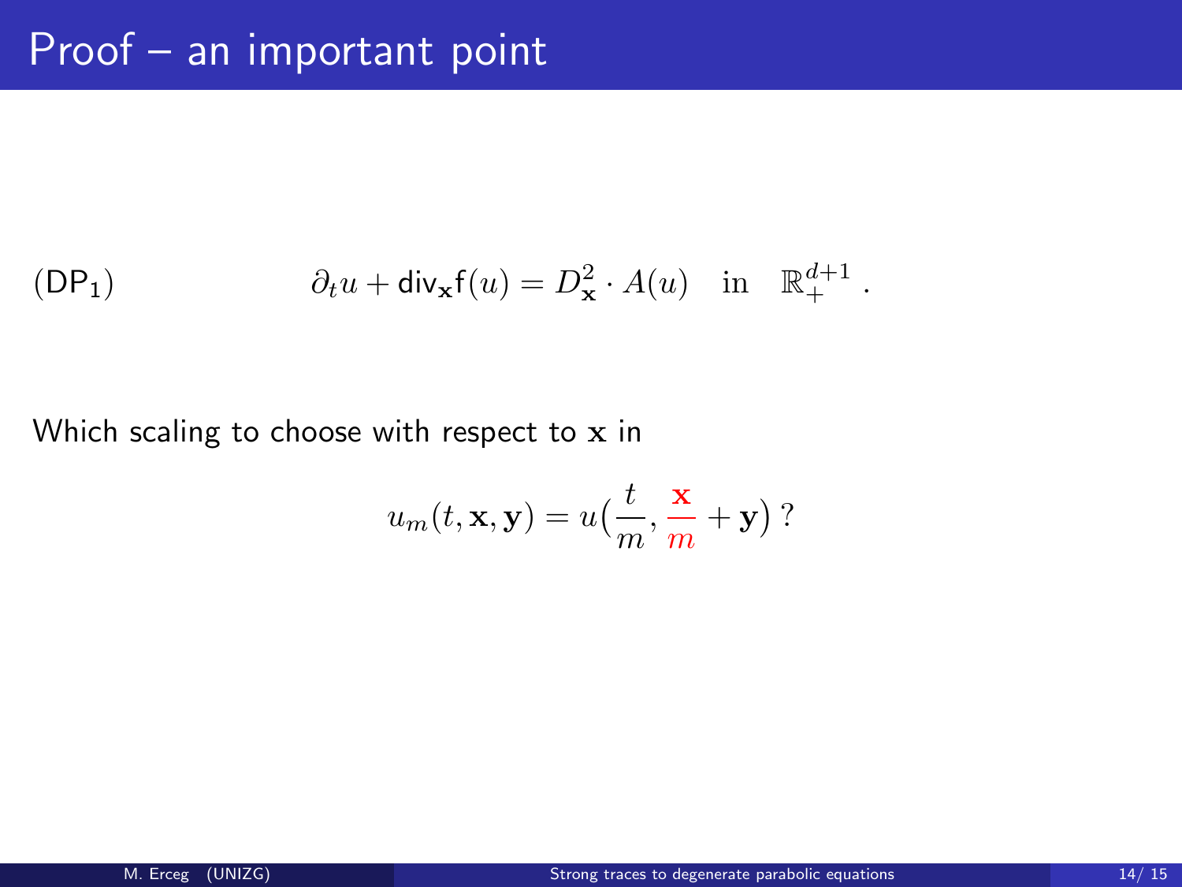# Proof – an important point

$$(\mathsf{DP}_1) \qquad \partial_t u + \mathsf{div}_{\mathbf{x}} \mathsf{f}(u) = D^2_{\mathbf{x}} \cdot A(u) \quad \text{in} \quad \mathbb{R}^{d+1}_+ \,.$$

Which scaling to choose with respect to $\mathbf{x}$ in

$$u_m(t, \mathbf{x}, \mathbf{y}) = u\big(\frac{t}{m}, \frac{\mathbf{x}}{m} + \mathbf{y}\big) \,?$$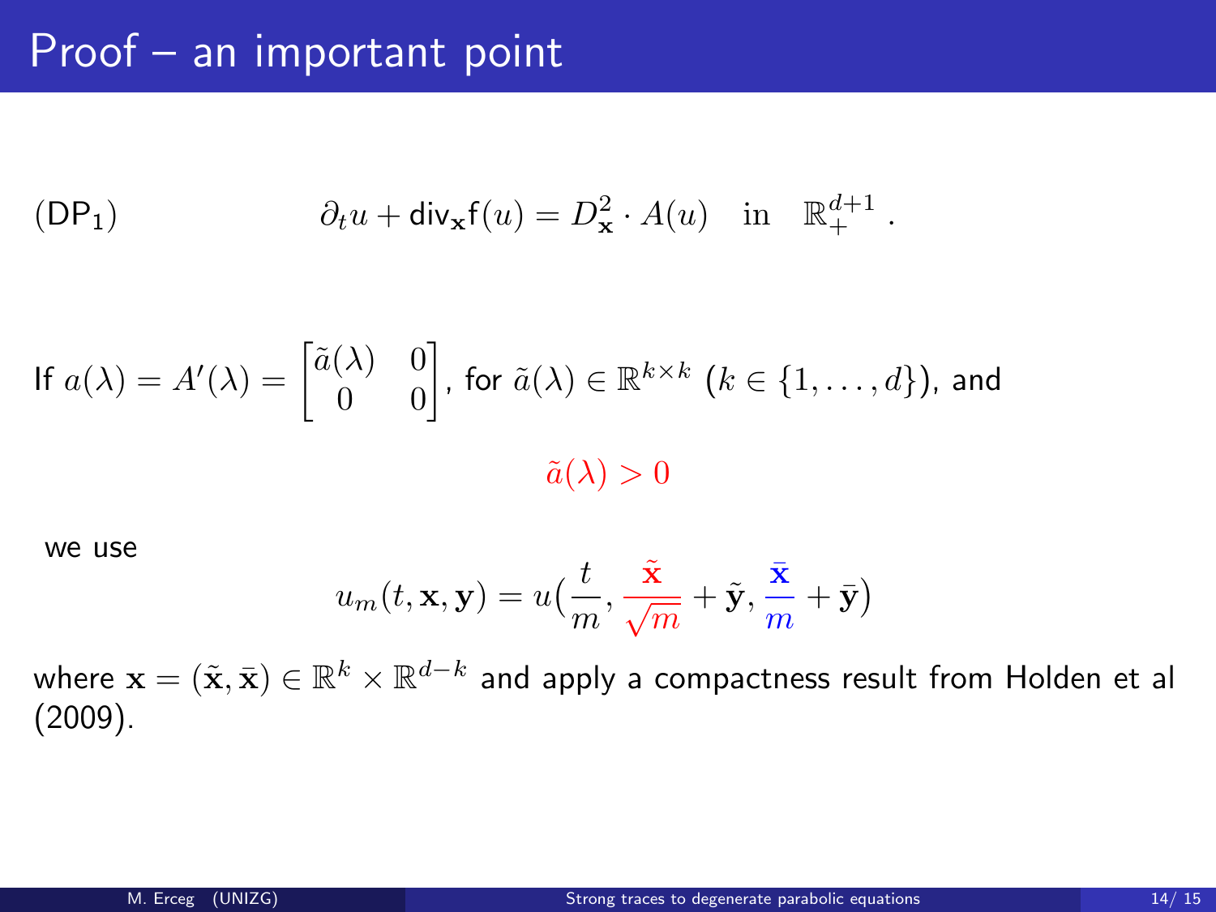# Proof – an important point

$$(\mathsf{DP}_1) \qquad \partial_t u + \mathsf{div}_{\mathbf{x}} \mathsf{f}(u) = D^2_{\mathbf{x}} \cdot A(u) \quad \text{in} \quad \mathbb{R}^{d+1}_+ \,.$$

If $a(\lambda) = A'(\lambda) = \begin{bmatrix} \tilde{a}(\lambda) & 0 \\ 0 & 0 \end{bmatrix}$, for $\tilde{a}(\lambda) \in \mathbb{R}^{k\times k}$ $(k \in \{1, \dots, d\})$, and

$$\tilde{a}(\lambda) > 0$$

we use

$$u_m(t, \mathbf{x}, \mathbf{y}) = u\Big(\frac{t}{m}, \frac{\tilde{\mathbf{x}}}{\sqrt{m}} + \tilde{\mathbf{y}}, \frac{\bar{\mathbf{x}}}{m} + \bar{\mathbf{y}}\Big)$$

where $\mathbf{x} = (\tilde{\mathbf{x}}, \bar{\mathbf{x}}) \in \mathbb{R}^k \times \mathbb{R}^{d-k}$ and apply a compactness result from Holden et al (2009).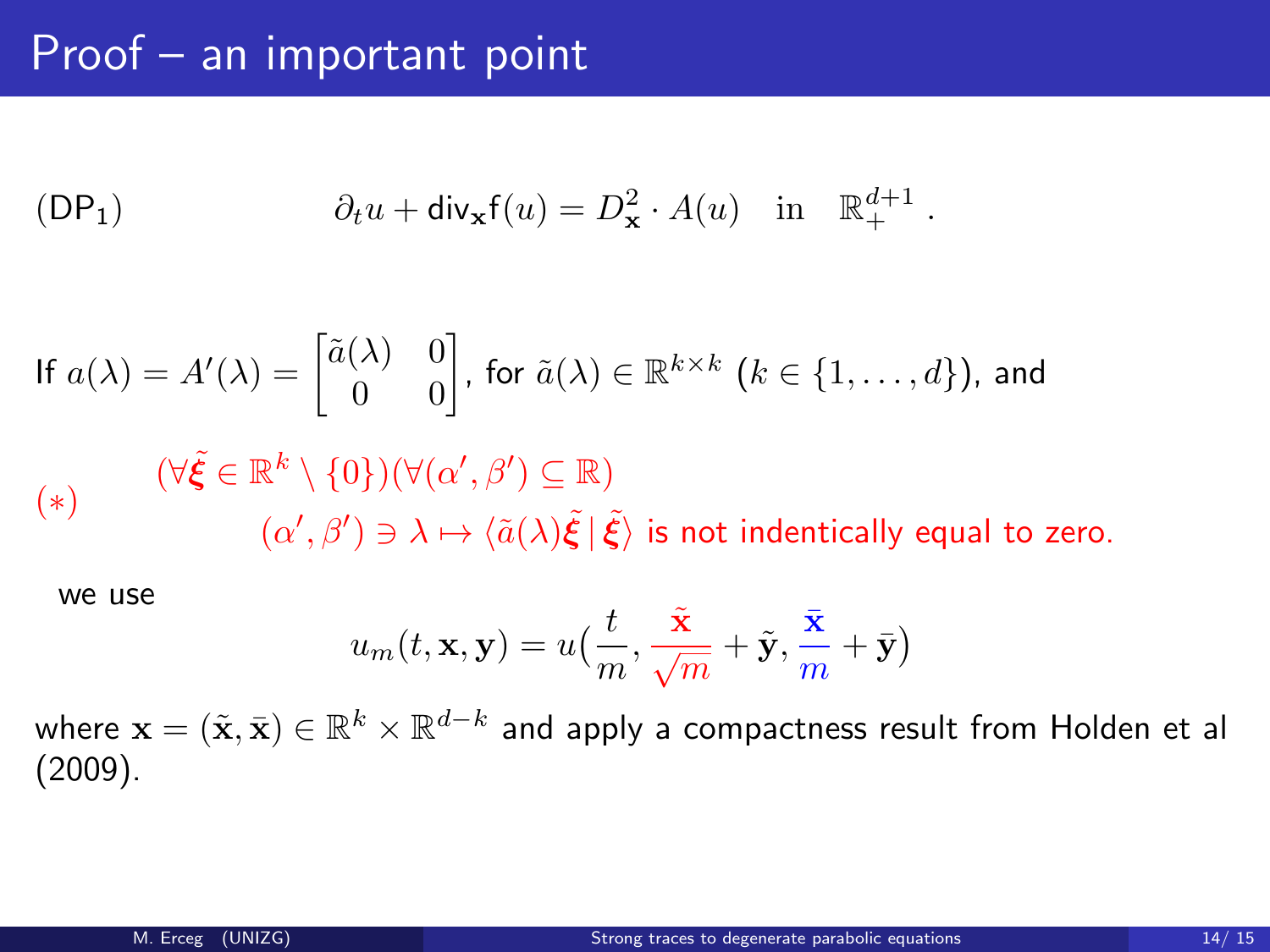# Proof – an important point

$$(\mathsf{DP}_1) \qquad \partial_t u + \mathsf{div}_{\mathbf{x}} \mathsf{f}(u) = D^2_{\mathbf{x}} \cdot A(u) \quad \text{in} \quad \mathbb{R}^{d+1}_+ \,.$$

If $a(\lambda) = A'(\lambda) = \begin{bmatrix} \tilde{a}(\lambda) & 0 \\ 0 & 0 \end{bmatrix}$, for $\tilde{a}(\lambda) \in \mathbb{R}^{k \times k}$ $(k \in \{1, \dots, d\})$, and

$$(*) \qquad (\forall \tilde{\boldsymbol{\xi}} \in \mathbb{R}^k \setminus \{0\})(\forall (\alpha', \beta') \subseteq \mathbb{R})$$
$$(\alpha', \beta') \ni \lambda \mapsto \langle \tilde{a}(\lambda) \tilde{\boldsymbol{\xi}} \,|\, \tilde{\boldsymbol{\xi}} \rangle \text{ is not indentically equal to zero.}$$

we use

$$u_m(t, \mathbf{x}, \mathbf{y}) = u\Big(\frac{t}{m}, \frac{\tilde{\mathbf{x}}}{\sqrt{m}} + \tilde{\mathbf{y}}, \frac{\bar{\mathbf{x}}}{m} + \bar{\mathbf{y}}\Big)$$

where $\mathbf{x} = (\tilde{\mathbf{x}}, \bar{\mathbf{x}}) \in \mathbb{R}^k \times \mathbb{R}^{d-k}$ and apply a compactness result from Holden et al (2009).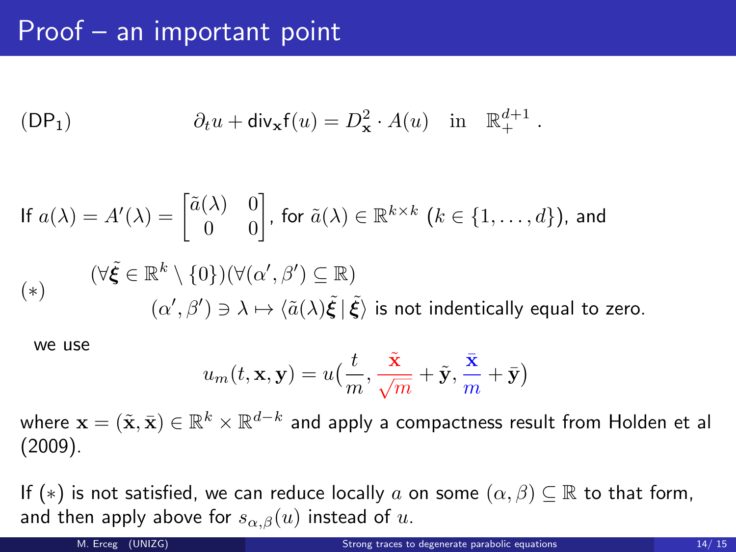# Proof – an important point

$$(\mathsf{DP}_1) \qquad \partial_t u + \mathsf{div}_{\mathbf{x}} \mathsf{f}(u) = D^2_{\mathbf{x}} \cdot A(u) \quad \text{in} \quad \mathbb{R}^{d+1}_+ \, .$$

If $a(\lambda) = A'(\lambda) = \begin{bmatrix} \tilde{a}(\lambda) & 0 \\ 0 & 0 \end{bmatrix}$, for $\tilde{a}(\lambda) \in \mathbb{R}^{k \times k}$ $(k \in \{1, \dots, d\})$, and

$$(*) \qquad \begin{aligned} &(\forall \tilde{\boldsymbol{\xi}} \in \mathbb{R}^k \setminus \{0\})(\forall (\alpha', \beta') \subseteq \mathbb{R}) \\ &\qquad (\alpha', \beta') \ni \lambda \mapsto \langle \tilde{a}(\lambda) \tilde{\boldsymbol{\xi}} \,|\, \tilde{\boldsymbol{\xi}} \rangle \text{ is not indentically equal to zero.} \end{aligned}$$

we use

$$u_m(t, \mathbf{x}, \mathbf{y}) = u\Big(\frac{t}{m}, \frac{\tilde{\mathbf{x}}}{\sqrt{m}} + \tilde{\mathbf{y}}, \frac{\bar{\mathbf{x}}}{m} + \bar{\mathbf{y}}\Big)$$

where $\mathbf{x} = (\tilde{\mathbf{x}}, \bar{\mathbf{x}}) \in \mathbb{R}^k \times \mathbb{R}^{d-k}$ and apply a compactness result from Holden et al (2009).

If $(*)$ is not satisfied, we can reduce locally $a$ on some $(\alpha, \beta) \subseteq \mathbb{R}$ to that form, and then apply above for $s_{\alpha,\beta}(u)$ instead of $u$.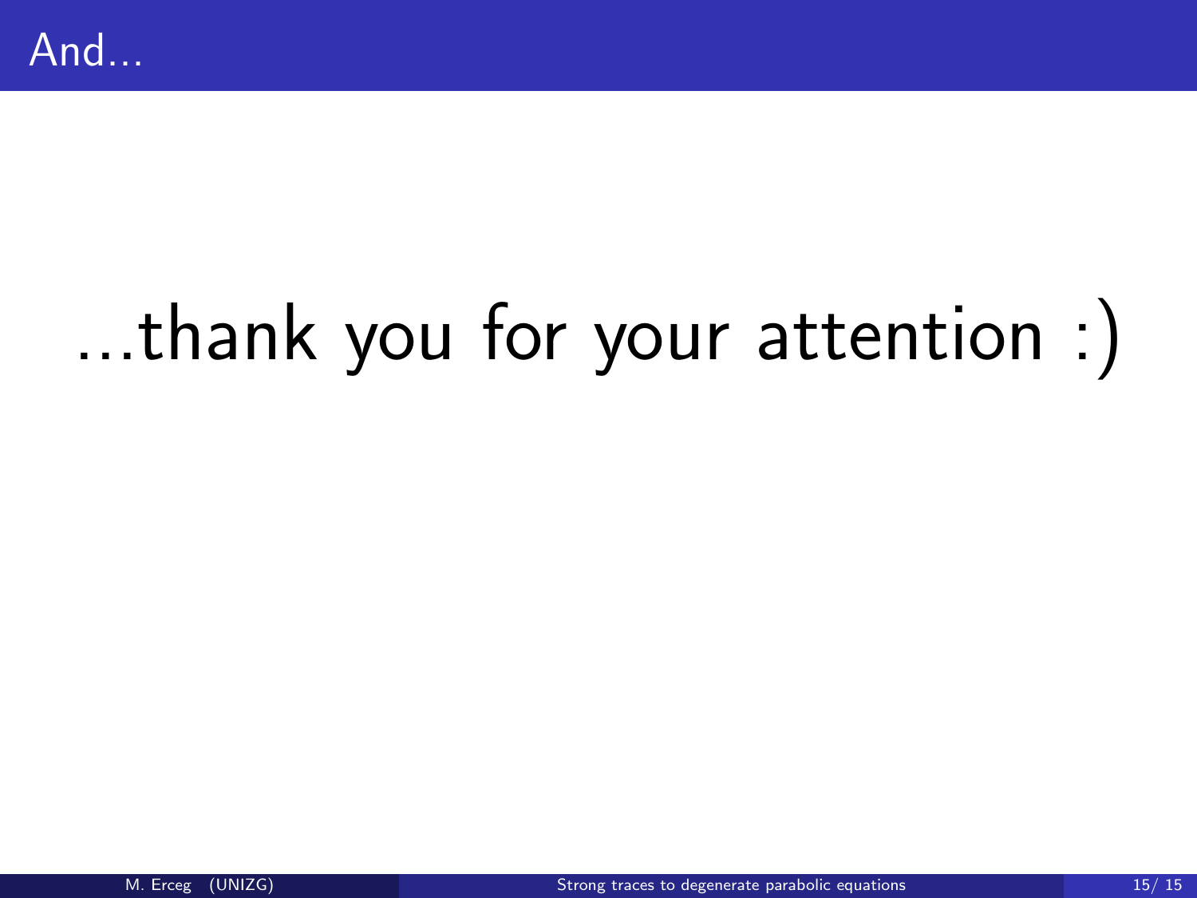# And...

...thank you for your attention :)